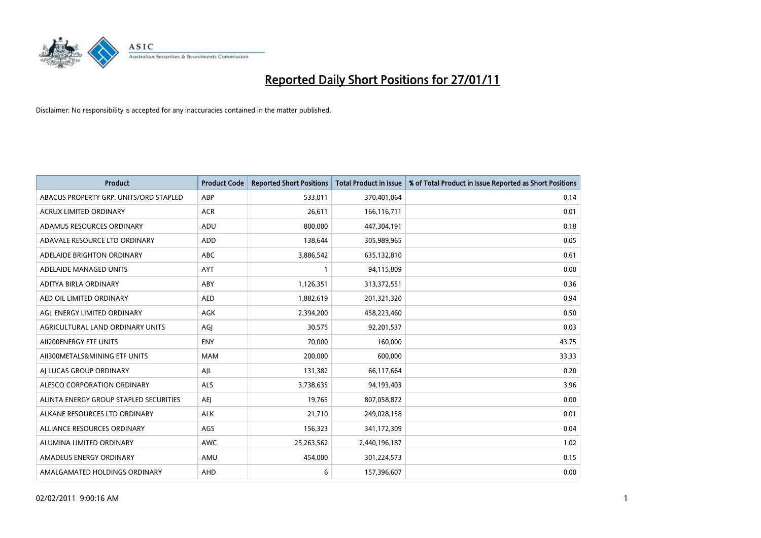# Reported Daily Short Positions for 27/01/11

Disclaimer: No responsibility is accepted for any inaccuracies contained in the matter published.

| Product | Product Code | Reported Short Positions | Total Product in Issue | % of Total Product in Issue Reported as Short Positions |
|---|---|---|---|---|
| ABACUS PROPERTY GRP. UNITS/ORD STAPLED | ABP | 533,011 | 370,401,064 | 0.14 |
| ACRUX LIMITED ORDINARY | ACR | 26,611 | 166,116,711 | 0.01 |
| ADAMUS RESOURCES ORDINARY | ADU | 800,000 | 447,304,191 | 0.18 |
| ADAVALE RESOURCE LTD ORDINARY | ADD | 138,644 | 305,989,965 | 0.05 |
| ADELAIDE BRIGHTON ORDINARY | ABC | 3,886,542 | 635,132,810 | 0.61 |
| ADELAIDE MANAGED UNITS | AYT | 1 | 94,115,809 | 0.00 |
| ADITYA BIRLA ORDINARY | ABY | 1,126,351 | 313,372,551 | 0.36 |
| AED OIL LIMITED ORDINARY | AED | 1,882,619 | 201,321,320 | 0.94 |
| AGL ENERGY LIMITED ORDINARY | AGK | 2,394,200 | 458,223,460 | 0.50 |
| AGRICULTURAL LAND ORDINARY UNITS | AGJ | 30,575 | 92,201,537 | 0.03 |
| AII200ENERGY ETF UNITS | ENY | 70,000 | 160,000 | 43.75 |
| AII300METALS&MINING ETF UNITS | MAM | 200,000 | 600,000 | 33.33 |
| AJ LUCAS GROUP ORDINARY | AJL | 131,382 | 66,117,664 | 0.20 |
| ALESCO CORPORATION ORDINARY | ALS | 3,738,635 | 94,193,403 | 3.96 |
| ALINTA ENERGY GROUP STAPLED SECURITIES | AEJ | 19,765 | 807,058,872 | 0.00 |
| ALKANE RESOURCES LTD ORDINARY | ALK | 21,710 | 249,028,158 | 0.01 |
| ALLIANCE RESOURCES ORDINARY | AGS | 156,323 | 341,172,309 | 0.04 |
| ALUMINA LIMITED ORDINARY | AWC | 25,263,562 | 2,440,196,187 | 1.02 |
| AMADEUS ENERGY ORDINARY | AMU | 454,000 | 301,224,573 | 0.15 |
| AMALGAMATED HOLDINGS ORDINARY | AHD | 6 | 157,396,607 | 0.00 |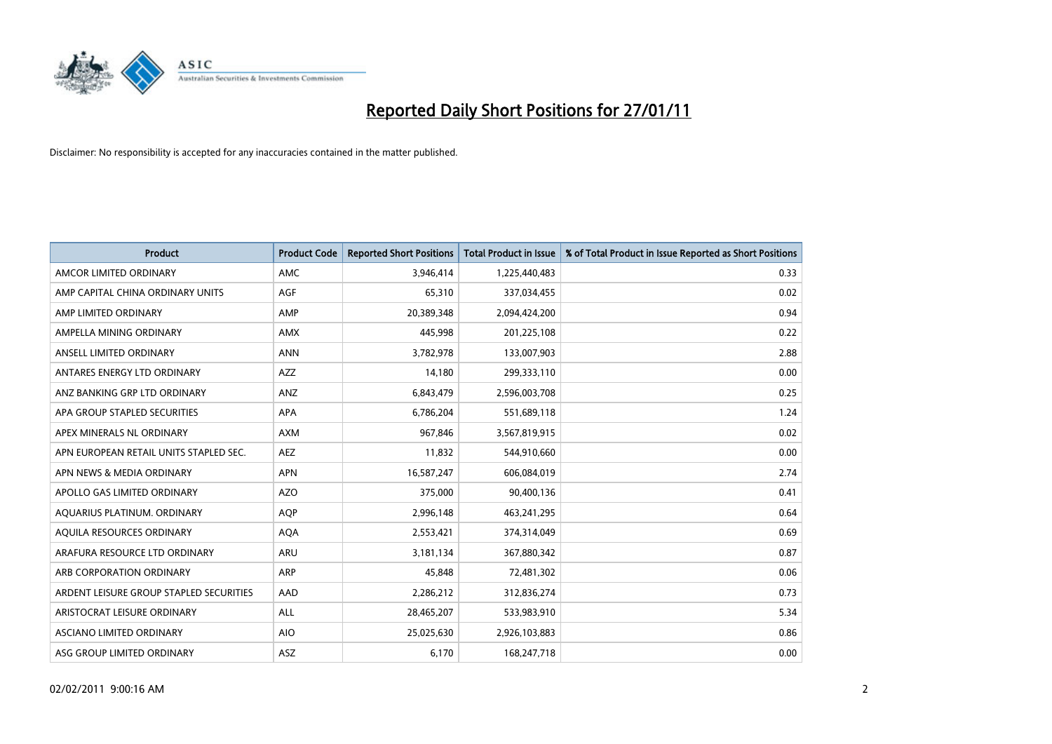# Reported Daily Short Positions for 27/01/11

Disclaimer: No responsibility is accepted for any inaccuracies contained in the matter published.

| Product | Product Code | Reported Short Positions | Total Product in Issue | % of Total Product in Issue Reported as Short Positions |
|---|---|---|---|---|
| AMCOR LIMITED ORDINARY | AMC | 3,946,414 | 1,225,440,483 | 0.33 |
| AMP CAPITAL CHINA ORDINARY UNITS | AGF | 65,310 | 337,034,455 | 0.02 |
| AMP LIMITED ORDINARY | AMP | 20,389,348 | 2,094,424,200 | 0.94 |
| AMPELLA MINING ORDINARY | AMX | 445,998 | 201,225,108 | 0.22 |
| ANSELL LIMITED ORDINARY | ANN | 3,782,978 | 133,007,903 | 2.88 |
| ANTARES ENERGY LTD ORDINARY | AZZ | 14,180 | 299,333,110 | 0.00 |
| ANZ BANKING GRP LTD ORDINARY | ANZ | 6,843,479 | 2,596,003,708 | 0.25 |
| APA GROUP STAPLED SECURITIES | APA | 6,786,204 | 551,689,118 | 1.24 |
| APEX MINERALS NL ORDINARY | AXM | 967,846 | 3,567,819,915 | 0.02 |
| APN EUROPEAN RETAIL UNITS STAPLED SEC. | AEZ | 11,832 | 544,910,660 | 0.00 |
| APN NEWS & MEDIA ORDINARY | APN | 16,587,247 | 606,084,019 | 2.74 |
| APOLLO GAS LIMITED ORDINARY | AZO | 375,000 | 90,400,136 | 0.41 |
| AQUARIUS PLATINUM. ORDINARY | AQP | 2,996,148 | 463,241,295 | 0.64 |
| AQUILA RESOURCES ORDINARY | AQA | 2,553,421 | 374,314,049 | 0.69 |
| ARAFURA RESOURCE LTD ORDINARY | ARU | 3,181,134 | 367,880,342 | 0.87 |
| ARB CORPORATION ORDINARY | ARP | 45,848 | 72,481,302 | 0.06 |
| ARDENT LEISURE GROUP STAPLED SECURITIES | AAD | 2,286,212 | 312,836,274 | 0.73 |
| ARISTOCRAT LEISURE ORDINARY | ALL | 28,465,207 | 533,983,910 | 5.34 |
| ASCIANO LIMITED ORDINARY | AIO | 25,025,630 | 2,926,103,883 | 0.86 |
| ASG GROUP LIMITED ORDINARY | ASZ | 6,170 | 168,247,718 | 0.00 |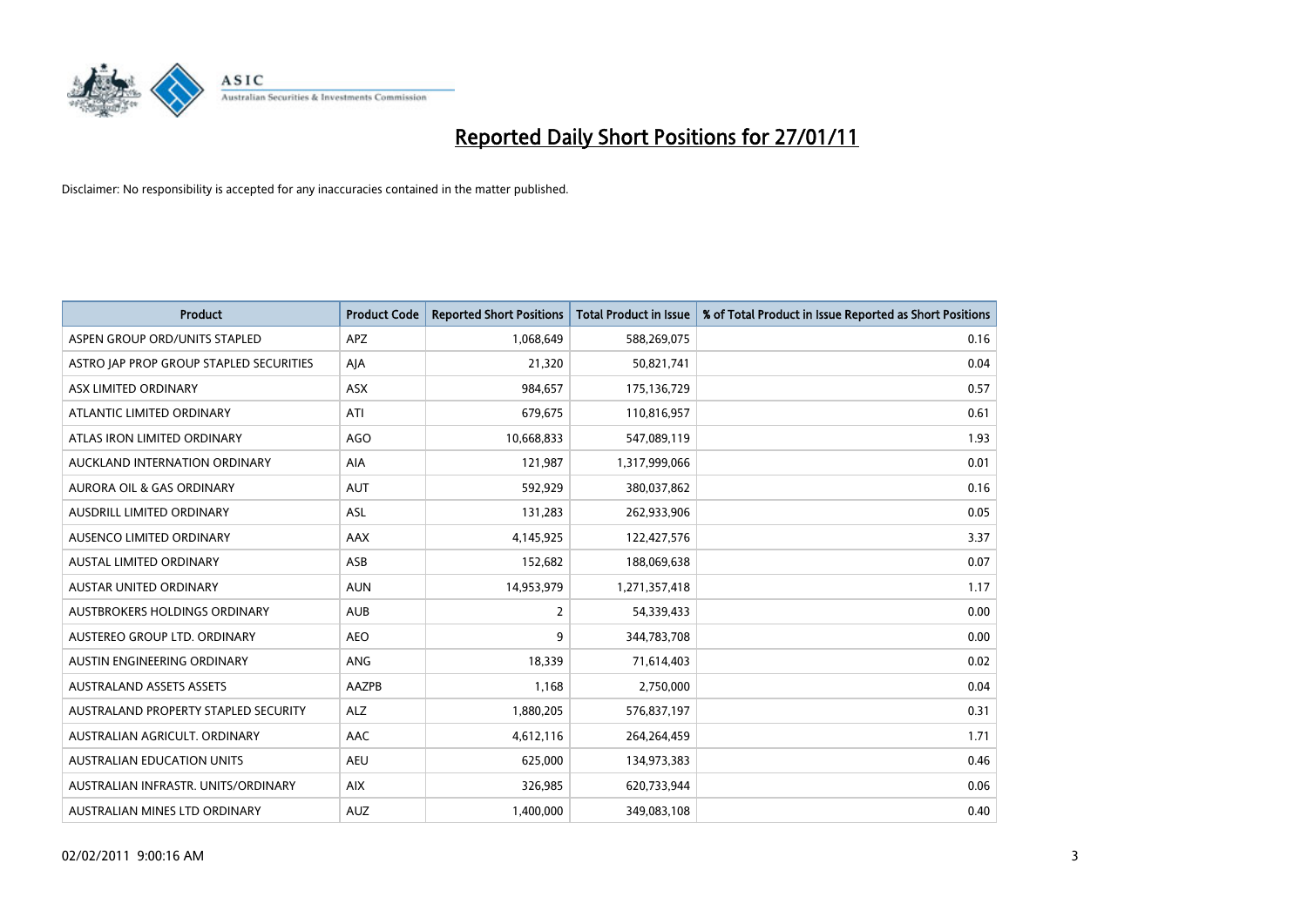# Reported Daily Short Positions for 27/01/11

Disclaimer: No responsibility is accepted for any inaccuracies contained in the matter published.

| Product | Product Code | Reported Short Positions | Total Product in Issue | % of Total Product in Issue Reported as Short Positions |
|---|---|---|---|---|
| ASPEN GROUP ORD/UNITS STAPLED | APZ | 1,068,649 | 588,269,075 | 0.16 |
| ASTRO JAP PROP GROUP STAPLED SECURITIES | AJA | 21,320 | 50,821,741 | 0.04 |
| ASX LIMITED ORDINARY | ASX | 984,657 | 175,136,729 | 0.57 |
| ATLANTIC LIMITED ORDINARY | ATI | 679,675 | 110,816,957 | 0.61 |
| ATLAS IRON LIMITED ORDINARY | AGO | 10,668,833 | 547,089,119 | 1.93 |
| AUCKLAND INTERNATION ORDINARY | AIA | 121,987 | 1,317,999,066 | 0.01 |
| AURORA OIL & GAS ORDINARY | AUT | 592,929 | 380,037,862 | 0.16 |
| AUSDRILL LIMITED ORDINARY | ASL | 131,283 | 262,933,906 | 0.05 |
| AUSENCO LIMITED ORDINARY | AAX | 4,145,925 | 122,427,576 | 3.37 |
| AUSTAL LIMITED ORDINARY | ASB | 152,682 | 188,069,638 | 0.07 |
| AUSTAR UNITED ORDINARY | AUN | 14,953,979 | 1,271,357,418 | 1.17 |
| AUSTBROKERS HOLDINGS ORDINARY | AUB | 2 | 54,339,433 | 0.00 |
| AUSTEREO GROUP LTD. ORDINARY | AEO | 9 | 344,783,708 | 0.00 |
| AUSTIN ENGINEERING ORDINARY | ANG | 18,339 | 71,614,403 | 0.02 |
| AUSTRALAND ASSETS ASSETS | AAZPB | 1,168 | 2,750,000 | 0.04 |
| AUSTRALAND PROPERTY STAPLED SECURITY | ALZ | 1,880,205 | 576,837,197 | 0.31 |
| AUSTRALIAN AGRICULT. ORDINARY | AAC | 4,612,116 | 264,264,459 | 1.71 |
| AUSTRALIAN EDUCATION UNITS | AEU | 625,000 | 134,973,383 | 0.46 |
| AUSTRALIAN INFRASTR. UNITS/ORDINARY | AIX | 326,985 | 620,733,944 | 0.06 |
| AUSTRALIAN MINES LTD ORDINARY | AUZ | 1,400,000 | 349,083,108 | 0.40 |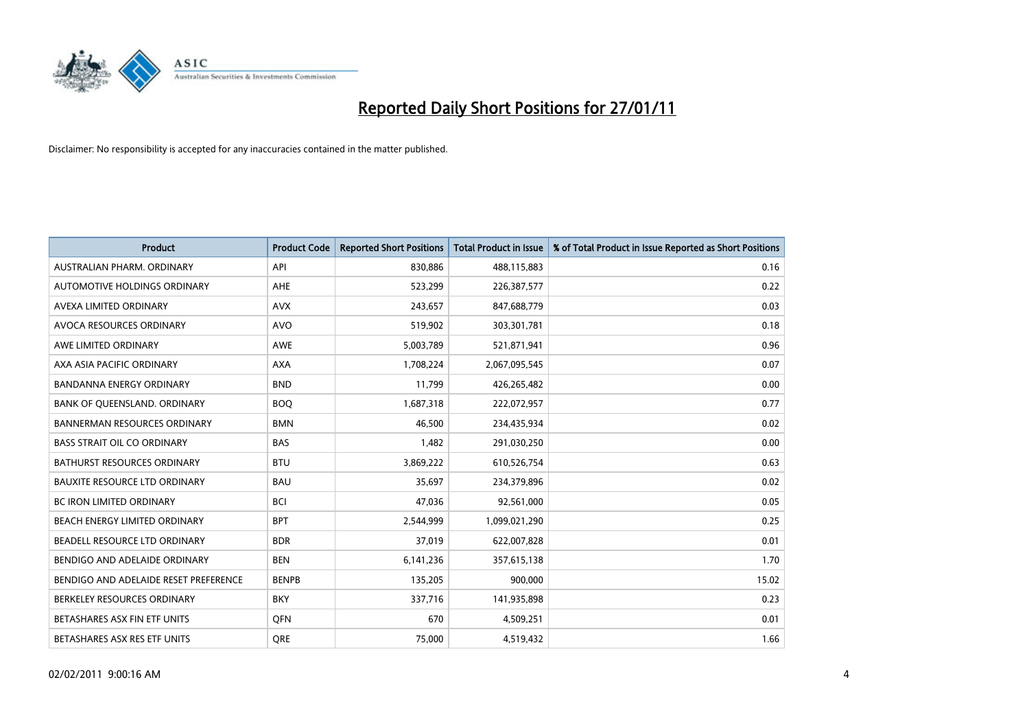# Reported Daily Short Positions for 27/01/11

Disclaimer: No responsibility is accepted for any inaccuracies contained in the matter published.

| Product | Product Code | Reported Short Positions | Total Product in Issue | % of Total Product in Issue Reported as Short Positions |
|---|---|---|---|---|
| AUSTRALIAN PHARM. ORDINARY | API | 830,886 | 488,115,883 | 0.16 |
| AUTOMOTIVE HOLDINGS ORDINARY | AHE | 523,299 | 226,387,577 | 0.22 |
| AVEXA LIMITED ORDINARY | AVX | 243,657 | 847,688,779 | 0.03 |
| AVOCA RESOURCES ORDINARY | AVO | 519,902 | 303,301,781 | 0.18 |
| AWE LIMITED ORDINARY | AWE | 5,003,789 | 521,871,941 | 0.96 |
| AXA ASIA PACIFIC ORDINARY | AXA | 1,708,224 | 2,067,095,545 | 0.07 |
| BANDANNA ENERGY ORDINARY | BND | 11,799 | 426,265,482 | 0.00 |
| BANK OF QUEENSLAND. ORDINARY | BOQ | 1,687,318 | 222,072,957 | 0.77 |
| BANNERMAN RESOURCES ORDINARY | BMN | 46,500 | 234,435,934 | 0.02 |
| BASS STRAIT OIL CO ORDINARY | BAS | 1,482 | 291,030,250 | 0.00 |
| BATHURST RESOURCES ORDINARY | BTU | 3,869,222 | 610,526,754 | 0.63 |
| BAUXITE RESOURCE LTD ORDINARY | BAU | 35,697 | 234,379,896 | 0.02 |
| BC IRON LIMITED ORDINARY | BCI | 47,036 | 92,561,000 | 0.05 |
| BEACH ENERGY LIMITED ORDINARY | BPT | 2,544,999 | 1,099,021,290 | 0.25 |
| BEADELL RESOURCE LTD ORDINARY | BDR | 37,019 | 622,007,828 | 0.01 |
| BENDIGO AND ADELAIDE ORDINARY | BEN | 6,141,236 | 357,615,138 | 1.70 |
| BENDIGO AND ADELAIDE RESET PREFERENCE | BENPB | 135,205 | 900,000 | 15.02 |
| BERKELEY RESOURCES ORDINARY | BKY | 337,716 | 141,935,898 | 0.23 |
| BETASHARES ASX FIN ETF UNITS | QFN | 670 | 4,509,251 | 0.01 |
| BETASHARES ASX RES ETF UNITS | QRE | 75,000 | 4,519,432 | 1.66 |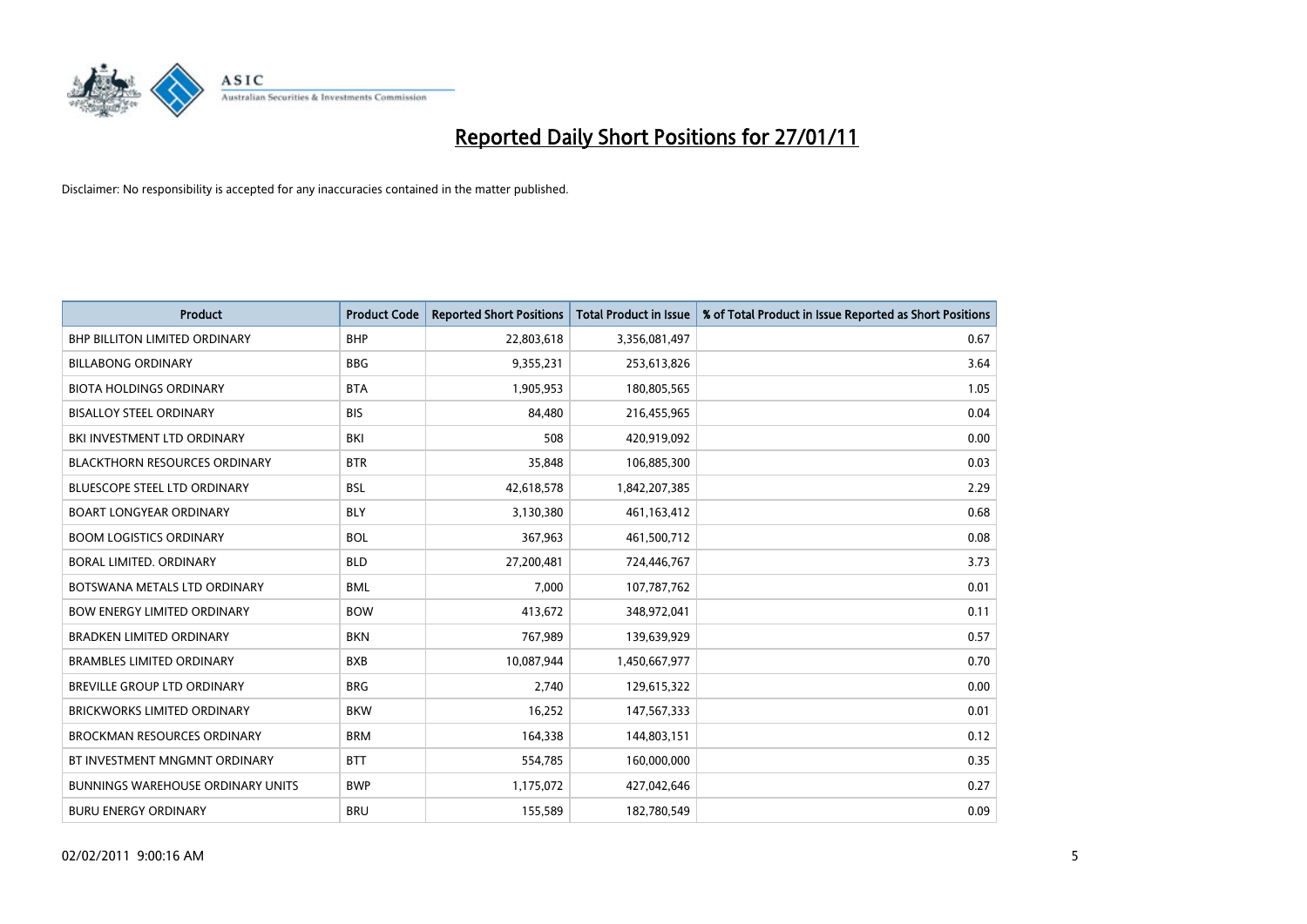# Reported Daily Short Positions for 27/01/11

Disclaimer: No responsibility is accepted for any inaccuracies contained in the matter published.

| Product | Product Code | Reported Short Positions | Total Product in Issue | % of Total Product in Issue Reported as Short Positions |
|---|---|---|---|---|
| BHP BILLITON LIMITED ORDINARY | BHP | 22,803,618 | 3,356,081,497 | 0.67 |
| BILLABONG ORDINARY | BBG | 9,355,231 | 253,613,826 | 3.64 |
| BIOTA HOLDINGS ORDINARY | BTA | 1,905,953 | 180,805,565 | 1.05 |
| BISALLOY STEEL ORDINARY | BIS | 84,480 | 216,455,965 | 0.04 |
| BKI INVESTMENT LTD ORDINARY | BKI | 508 | 420,919,092 | 0.00 |
| BLACKTHORN RESOURCES ORDINARY | BTR | 35,848 | 106,885,300 | 0.03 |
| BLUESCOPE STEEL LTD ORDINARY | BSL | 42,618,578 | 1,842,207,385 | 2.29 |
| BOART LONGYEAR ORDINARY | BLY | 3,130,380 | 461,163,412 | 0.68 |
| BOOM LOGISTICS ORDINARY | BOL | 367,963 | 461,500,712 | 0.08 |
| BORAL LIMITED. ORDINARY | BLD | 27,200,481 | 724,446,767 | 3.73 |
| BOTSWANA METALS LTD ORDINARY | BML | 7,000 | 107,787,762 | 0.01 |
| BOW ENERGY LIMITED ORDINARY | BOW | 413,672 | 348,972,041 | 0.11 |
| BRADKEN LIMITED ORDINARY | BKN | 767,989 | 139,639,929 | 0.57 |
| BRAMBLES LIMITED ORDINARY | BXB | 10,087,944 | 1,450,667,977 | 0.70 |
| BREVILLE GROUP LTD ORDINARY | BRG | 2,740 | 129,615,322 | 0.00 |
| BRICKWORKS LIMITED ORDINARY | BKW | 16,252 | 147,567,333 | 0.01 |
| BROCKMAN RESOURCES ORDINARY | BRM | 164,338 | 144,803,151 | 0.12 |
| BT INVESTMENT MNGMNT ORDINARY | BTT | 554,785 | 160,000,000 | 0.35 |
| BUNNINGS WAREHOUSE ORDINARY UNITS | BWP | 1,175,072 | 427,042,646 | 0.27 |
| BURU ENERGY ORDINARY | BRU | 155,589 | 182,780,549 | 0.09 |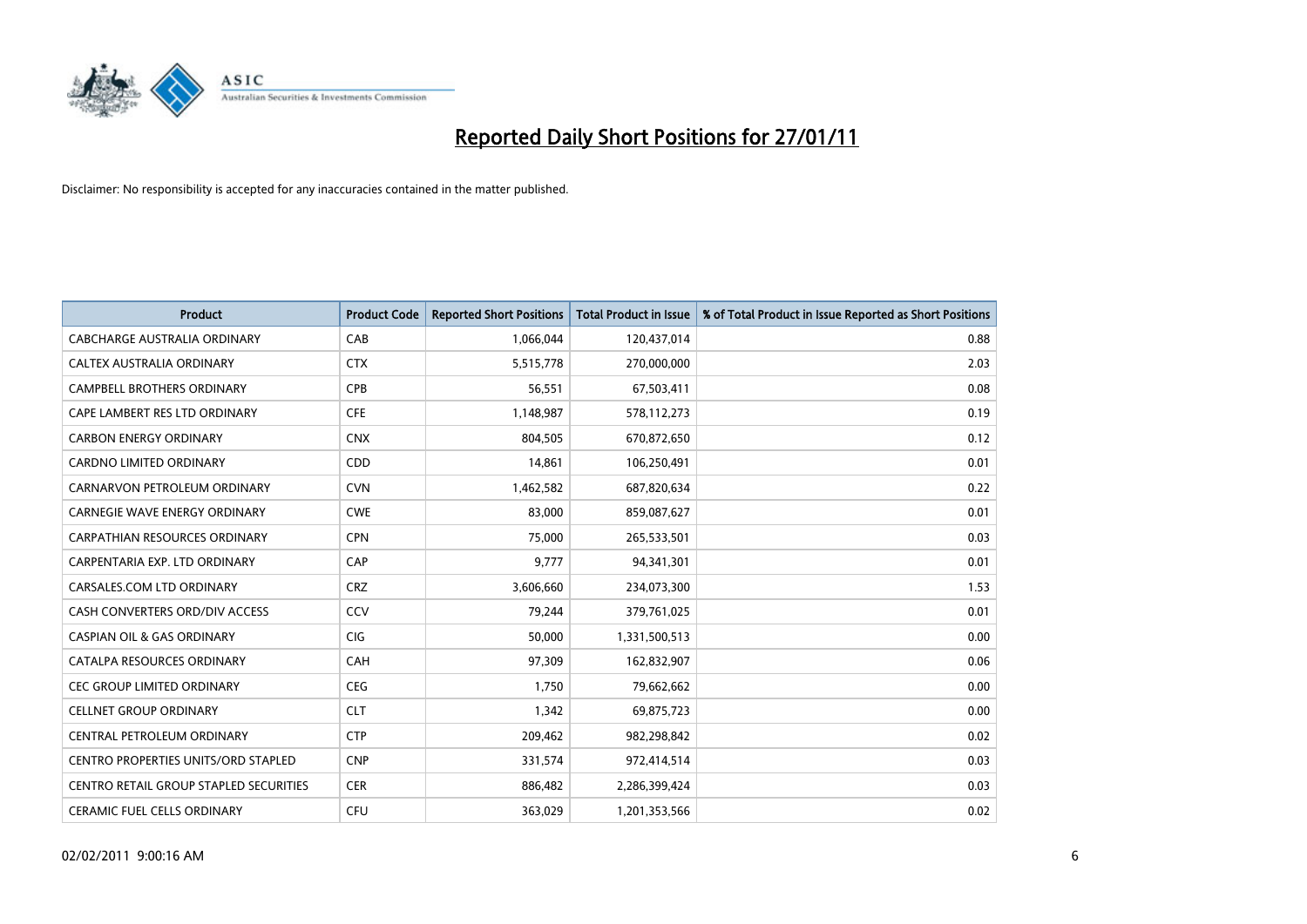# Reported Daily Short Positions for 27/01/11

Disclaimer: No responsibility is accepted for any inaccuracies contained in the matter published.

| Product | Product Code | Reported Short Positions | Total Product in Issue | % of Total Product in Issue Reported as Short Positions |
|---|---|---|---|---|
| CABCHARGE AUSTRALIA ORDINARY | CAB | 1,066,044 | 120,437,014 | 0.88 |
| CALTEX AUSTRALIA ORDINARY | CTX | 5,515,778 | 270,000,000 | 2.03 |
| CAMPBELL BROTHERS ORDINARY | CPB | 56,551 | 67,503,411 | 0.08 |
| CAPE LAMBERT RES LTD ORDINARY | CFE | 1,148,987 | 578,112,273 | 0.19 |
| CARBON ENERGY ORDINARY | CNX | 804,505 | 670,872,650 | 0.12 |
| CARDNO LIMITED ORDINARY | CDD | 14,861 | 106,250,491 | 0.01 |
| CARNARVON PETROLEUM ORDINARY | CVN | 1,462,582 | 687,820,634 | 0.22 |
| CARNEGIE WAVE ENERGY ORDINARY | CWE | 83,000 | 859,087,627 | 0.01 |
| CARPATHIAN RESOURCES ORDINARY | CPN | 75,000 | 265,533,501 | 0.03 |
| CARPENTARIA EXP. LTD ORDINARY | CAP | 9,777 | 94,341,301 | 0.01 |
| CARSALES.COM LTD ORDINARY | CRZ | 3,606,660 | 234,073,300 | 1.53 |
| CASH CONVERTERS ORD/DIV ACCESS | CCV | 79,244 | 379,761,025 | 0.01 |
| CASPIAN OIL & GAS ORDINARY | CIG | 50,000 | 1,331,500,513 | 0.00 |
| CATALPA RESOURCES ORDINARY | CAH | 97,309 | 162,832,907 | 0.06 |
| CEC GROUP LIMITED ORDINARY | CEG | 1,750 | 79,662,662 | 0.00 |
| CELLNET GROUP ORDINARY | CLT | 1,342 | 69,875,723 | 0.00 |
| CENTRAL PETROLEUM ORDINARY | CTP | 209,462 | 982,298,842 | 0.02 |
| CENTRO PROPERTIES UNITS/ORD STAPLED | CNP | 331,574 | 972,414,514 | 0.03 |
| CENTRO RETAIL GROUP STAPLED SECURITIES | CER | 886,482 | 2,286,399,424 | 0.03 |
| CERAMIC FUEL CELLS ORDINARY | CFU | 363,029 | 1,201,353,566 | 0.02 |

02/02/2011 9:00:16 AM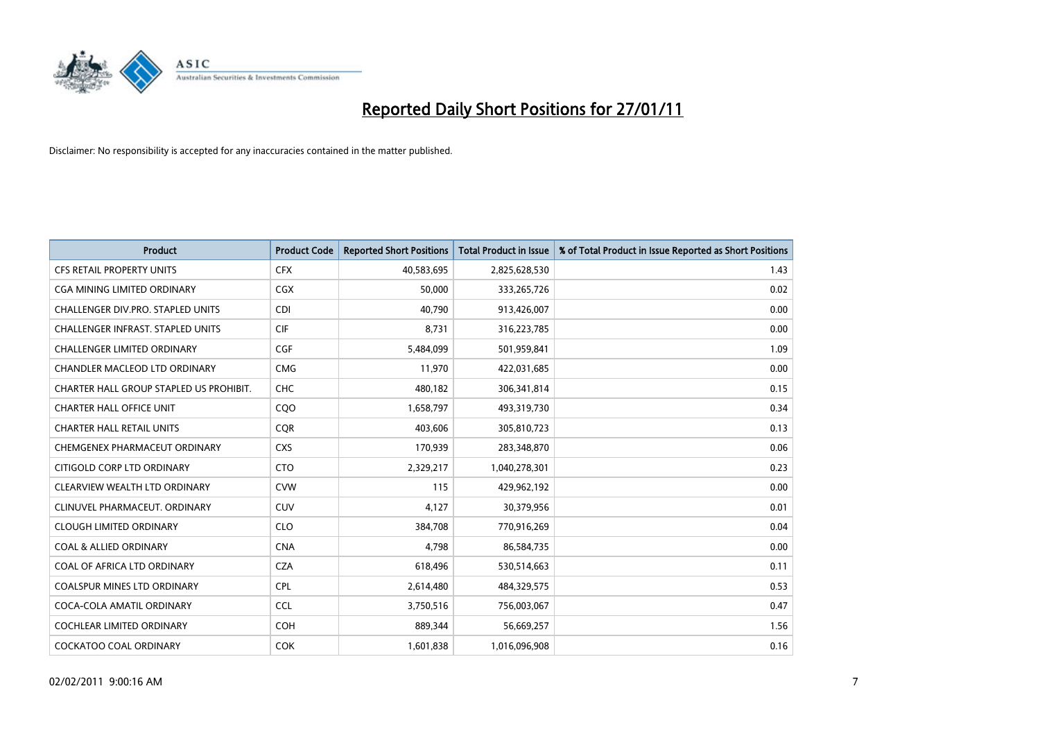# Reported Daily Short Positions for 27/01/11

Disclaimer: No responsibility is accepted for any inaccuracies contained in the matter published.

| Product | Product Code | Reported Short Positions | Total Product in Issue | % of Total Product in Issue Reported as Short Positions |
|---|---|---|---|---|
| CFS RETAIL PROPERTY UNITS | CFX | 40,583,695 | 2,825,628,530 | 1.43 |
| CGA MINING LIMITED ORDINARY | CGX | 50,000 | 333,265,726 | 0.02 |
| CHALLENGER DIV.PRO. STAPLED UNITS | CDI | 40,790 | 913,426,007 | 0.00 |
| CHALLENGER INFRAST. STAPLED UNITS | CIF | 8,731 | 316,223,785 | 0.00 |
| CHALLENGER LIMITED ORDINARY | CGF | 5,484,099 | 501,959,841 | 1.09 |
| CHANDLER MACLEOD LTD ORDINARY | CMG | 11,970 | 422,031,685 | 0.00 |
| CHARTER HALL GROUP STAPLED US PROHIBIT. | CHC | 480,182 | 306,341,814 | 0.15 |
| CHARTER HALL OFFICE UNIT | CQO | 1,658,797 | 493,319,730 | 0.34 |
| CHARTER HALL RETAIL UNITS | CQR | 403,606 | 305,810,723 | 0.13 |
| CHEMGENEX PHARMACEUT ORDINARY | CXS | 170,939 | 283,348,870 | 0.06 |
| CITIGOLD CORP LTD ORDINARY | CTO | 2,329,217 | 1,040,278,301 | 0.23 |
| CLEARVIEW WEALTH LTD ORDINARY | CVW | 115 | 429,962,192 | 0.00 |
| CLINUVEL PHARMACEUT. ORDINARY | CUV | 4,127 | 30,379,956 | 0.01 |
| CLOUGH LIMITED ORDINARY | CLO | 384,708 | 770,916,269 | 0.04 |
| COAL & ALLIED ORDINARY | CNA | 4,798 | 86,584,735 | 0.00 |
| COAL OF AFRICA LTD ORDINARY | CZA | 618,496 | 530,514,663 | 0.11 |
| COALSPUR MINES LTD ORDINARY | CPL | 2,614,480 | 484,329,575 | 0.53 |
| COCA-COLA AMATIL ORDINARY | CCL | 3,750,516 | 756,003,067 | 0.47 |
| COCHLEAR LIMITED ORDINARY | COH | 889,344 | 56,669,257 | 1.56 |
| COCKATOO COAL ORDINARY | COK | 1,601,838 | 1,016,096,908 | 0.16 |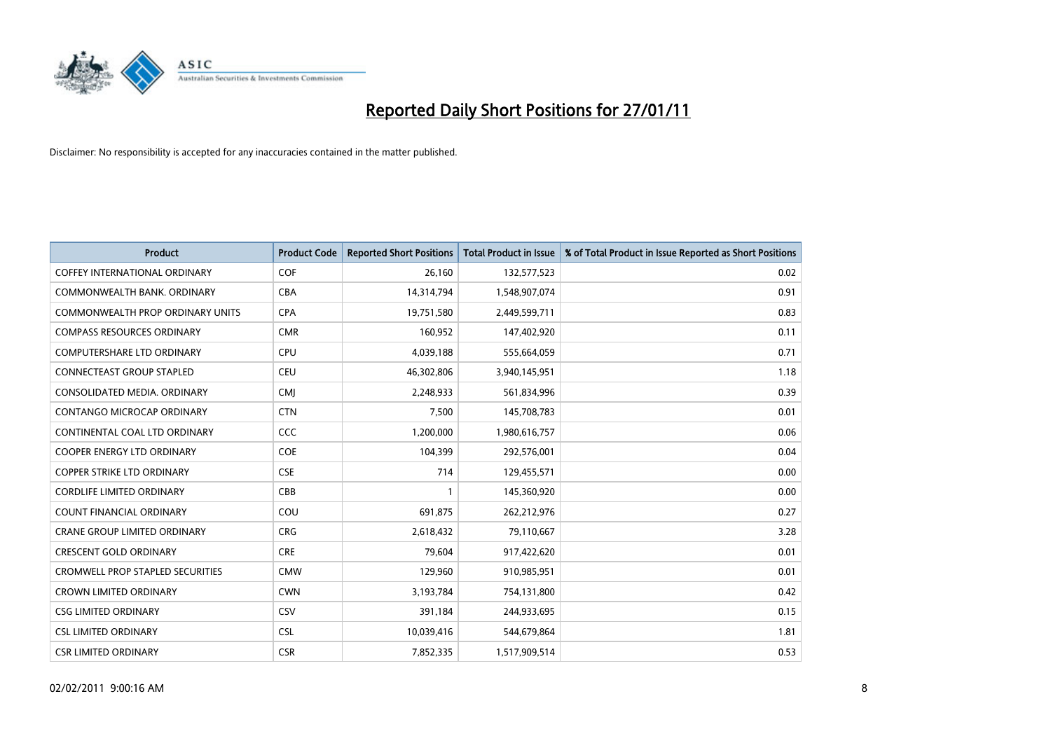# Reported Daily Short Positions for 27/01/11

Disclaimer: No responsibility is accepted for any inaccuracies contained in the matter published.

| Product | Product Code | Reported Short Positions | Total Product in Issue | % of Total Product in Issue Reported as Short Positions |
|---|---|---|---|---|
| COFFEY INTERNATIONAL ORDINARY | COF | 26,160 | 132,577,523 | 0.02 |
| COMMONWEALTH BANK. ORDINARY | CBA | 14,314,794 | 1,548,907,074 | 0.91 |
| COMMONWEALTH PROP ORDINARY UNITS | CPA | 19,751,580 | 2,449,599,711 | 0.83 |
| COMPASS RESOURCES ORDINARY | CMR | 160,952 | 147,402,920 | 0.11 |
| COMPUTERSHARE LTD ORDINARY | CPU | 4,039,188 | 555,664,059 | 0.71 |
| CONNECTEAST GROUP STAPLED | CEU | 46,302,806 | 3,940,145,951 | 1.18 |
| CONSOLIDATED MEDIA. ORDINARY | CMJ | 2,248,933 | 561,834,996 | 0.39 |
| CONTANGO MICROCAP ORDINARY | CTN | 7,500 | 145,708,783 | 0.01 |
| CONTINENTAL COAL LTD ORDINARY | CCC | 1,200,000 | 1,980,616,757 | 0.06 |
| COOPER ENERGY LTD ORDINARY | COE | 104,399 | 292,576,001 | 0.04 |
| COPPER STRIKE LTD ORDINARY | CSE | 714 | 129,455,571 | 0.00 |
| CORDLIFE LIMITED ORDINARY | CBB | 1 | 145,360,920 | 0.00 |
| COUNT FINANCIAL ORDINARY | COU | 691,875 | 262,212,976 | 0.27 |
| CRANE GROUP LIMITED ORDINARY | CRG | 2,618,432 | 79,110,667 | 3.28 |
| CRESCENT GOLD ORDINARY | CRE | 79,604 | 917,422,620 | 0.01 |
| CROMWELL PROP STAPLED SECURITIES | CMW | 129,960 | 910,985,951 | 0.01 |
| CROWN LIMITED ORDINARY | CWN | 3,193,784 | 754,131,800 | 0.42 |
| CSG LIMITED ORDINARY | CSV | 391,184 | 244,933,695 | 0.15 |
| CSL LIMITED ORDINARY | CSL | 10,039,416 | 544,679,864 | 1.81 |
| CSR LIMITED ORDINARY | CSR | 7,852,335 | 1,517,909,514 | 0.53 |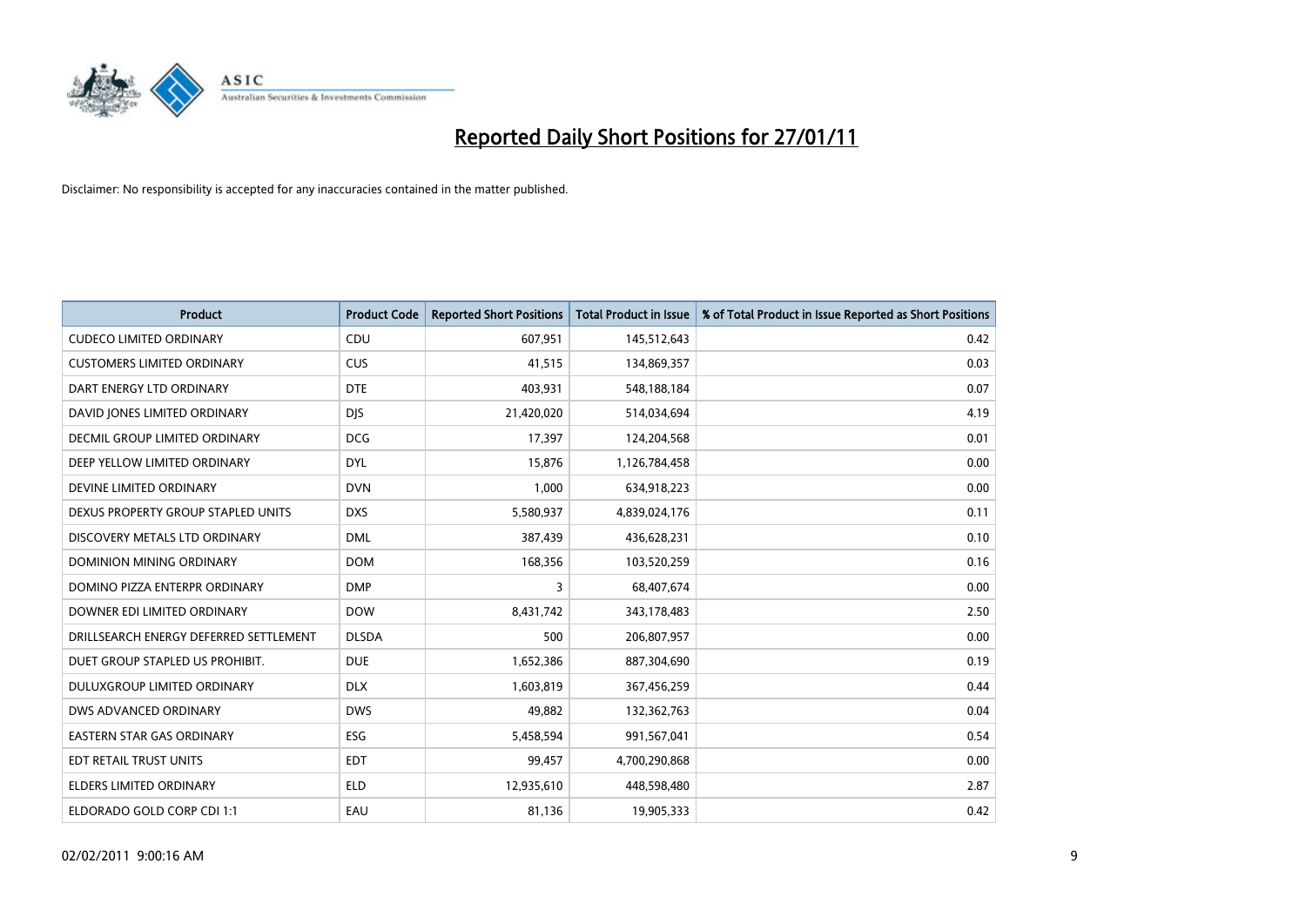# Reported Daily Short Positions for 27/01/11

Disclaimer: No responsibility is accepted for any inaccuracies contained in the matter published.

| Product | Product Code | Reported Short Positions | Total Product in Issue | % of Total Product in Issue Reported as Short Positions |
|---|---|---|---|---|
| CUDECO LIMITED ORDINARY | CDU | 607,951 | 145,512,643 | 0.42 |
| CUSTOMERS LIMITED ORDINARY | CUS | 41,515 | 134,869,357 | 0.03 |
| DART ENERGY LTD ORDINARY | DTE | 403,931 | 548,188,184 | 0.07 |
| DAVID JONES LIMITED ORDINARY | DJS | 21,420,020 | 514,034,694 | 4.19 |
| DECMIL GROUP LIMITED ORDINARY | DCG | 17,397 | 124,204,568 | 0.01 |
| DEEP YELLOW LIMITED ORDINARY | DYL | 15,876 | 1,126,784,458 | 0.00 |
| DEVINE LIMITED ORDINARY | DVN | 1,000 | 634,918,223 | 0.00 |
| DEXUS PROPERTY GROUP STAPLED UNITS | DXS | 5,580,937 | 4,839,024,176 | 0.11 |
| DISCOVERY METALS LTD ORDINARY | DML | 387,439 | 436,628,231 | 0.10 |
| DOMINION MINING ORDINARY | DOM | 168,356 | 103,520,259 | 0.16 |
| DOMINO PIZZA ENTERPR ORDINARY | DMP | 3 | 68,407,674 | 0.00 |
| DOWNER EDI LIMITED ORDINARY | DOW | 8,431,742 | 343,178,483 | 2.50 |
| DRILLSEARCH ENERGY DEFERRED SETTLEMENT | DLSDA | 500 | 206,807,957 | 0.00 |
| DUET GROUP STAPLED US PROHIBIT. | DUE | 1,652,386 | 887,304,690 | 0.19 |
| DULUXGROUP LIMITED ORDINARY | DLX | 1,603,819 | 367,456,259 | 0.44 |
| DWS ADVANCED ORDINARY | DWS | 49,882 | 132,362,763 | 0.04 |
| EASTERN STAR GAS ORDINARY | ESG | 5,458,594 | 991,567,041 | 0.54 |
| EDT RETAIL TRUST UNITS | EDT | 99,457 | 4,700,290,868 | 0.00 |
| ELDERS LIMITED ORDINARY | ELD | 12,935,610 | 448,598,480 | 2.87 |
| ELDORADO GOLD CORP CDI 1:1 | EAU | 81,136 | 19,905,333 | 0.42 |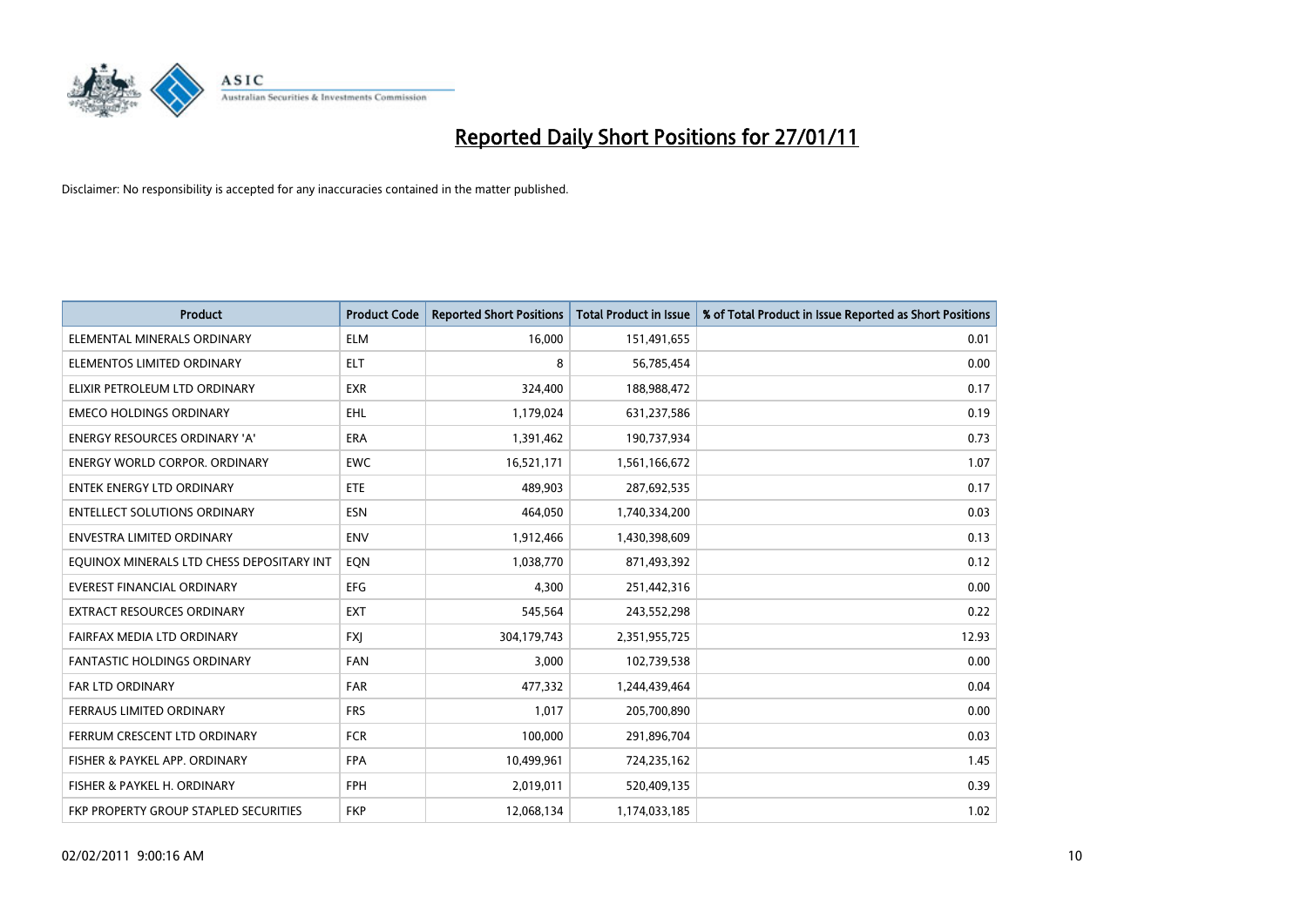# Reported Daily Short Positions for 27/01/11

Disclaimer: No responsibility is accepted for any inaccuracies contained in the matter published.

| Product | Product Code | Reported Short Positions | Total Product in Issue | % of Total Product in Issue Reported as Short Positions |
|---|---|---|---|---|
| ELEMENTAL MINERALS ORDINARY | ELM | 16,000 | 151,491,655 | 0.01 |
| ELEMENTOS LIMITED ORDINARY | ELT | 8 | 56,785,454 | 0.00 |
| ELIXIR PETROLEUM LTD ORDINARY | EXR | 324,400 | 188,988,472 | 0.17 |
| EMECO HOLDINGS ORDINARY | EHL | 1,179,024 | 631,237,586 | 0.19 |
| ENERGY RESOURCES ORDINARY 'A' | ERA | 1,391,462 | 190,737,934 | 0.73 |
| ENERGY WORLD CORPOR. ORDINARY | EWC | 16,521,171 | 1,561,166,672 | 1.07 |
| ENTEK ENERGY LTD ORDINARY | ETE | 489,903 | 287,692,535 | 0.17 |
| ENTELLECT SOLUTIONS ORDINARY | ESN | 464,050 | 1,740,334,200 | 0.03 |
| ENVESTRA LIMITED ORDINARY | ENV | 1,912,466 | 1,430,398,609 | 0.13 |
| EQUINOX MINERALS LTD CHESS DEPOSITARY INT | EQN | 1,038,770 | 871,493,392 | 0.12 |
| EVEREST FINANCIAL ORDINARY | EFG | 4,300 | 251,442,316 | 0.00 |
| EXTRACT RESOURCES ORDINARY | EXT | 545,564 | 243,552,298 | 0.22 |
| FAIRFAX MEDIA LTD ORDINARY | FXJ | 304,179,743 | 2,351,955,725 | 12.93 |
| FANTASTIC HOLDINGS ORDINARY | FAN | 3,000 | 102,739,538 | 0.00 |
| FAR LTD ORDINARY | FAR | 477,332 | 1,244,439,464 | 0.04 |
| FERRAUS LIMITED ORDINARY | FRS | 1,017 | 205,700,890 | 0.00 |
| FERRUM CRESCENT LTD ORDINARY | FCR | 100,000 | 291,896,704 | 0.03 |
| FISHER & PAYKEL APP. ORDINARY | FPA | 10,499,961 | 724,235,162 | 1.45 |
| FISHER & PAYKEL H. ORDINARY | FPH | 2,019,011 | 520,409,135 | 0.39 |
| FKP PROPERTY GROUP STAPLED SECURITIES | FKP | 12,068,134 | 1,174,033,185 | 1.02 |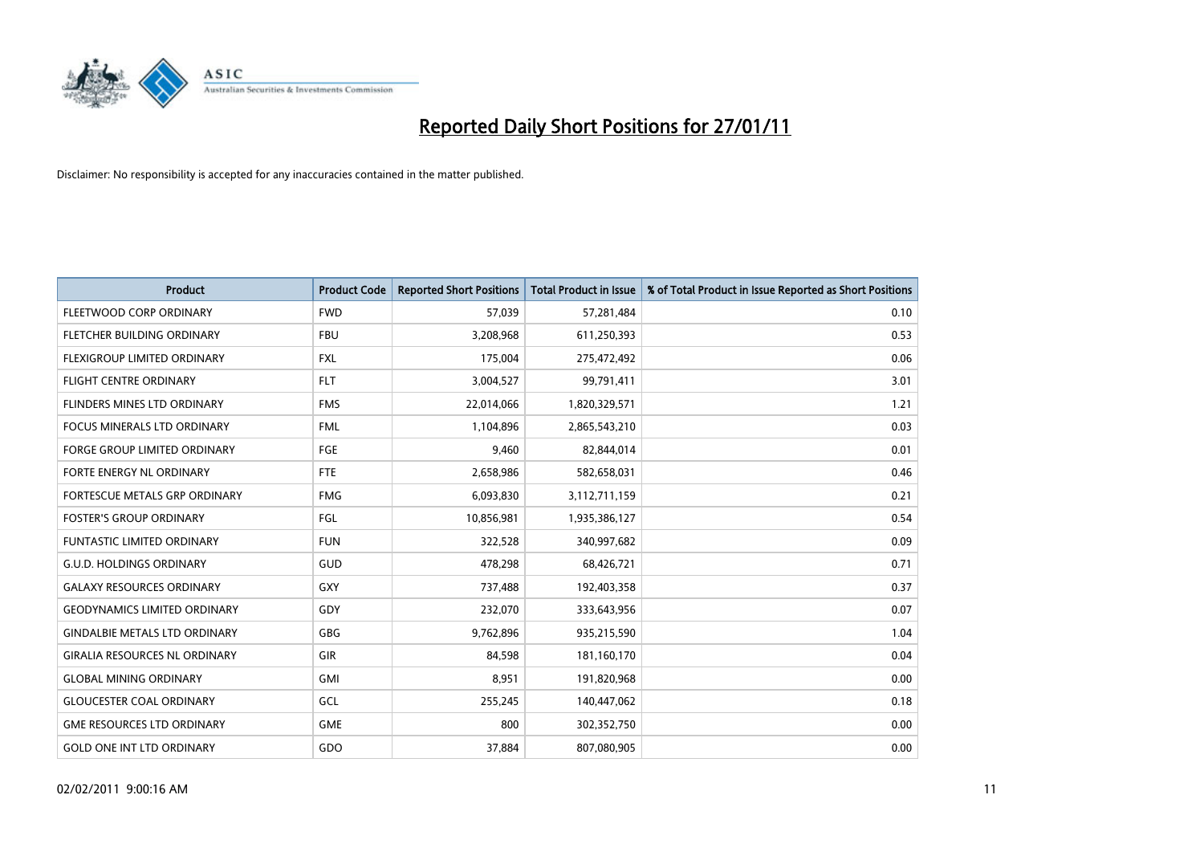# Reported Daily Short Positions for 27/01/11

Disclaimer: No responsibility is accepted for any inaccuracies contained in the matter published.

| Product | Product Code | Reported Short Positions | Total Product in Issue | % of Total Product in Issue Reported as Short Positions |
|---|---|---|---|---|
| FLEETWOOD CORP ORDINARY | FWD | 57,039 | 57,281,484 | 0.10 |
| FLETCHER BUILDING ORDINARY | FBU | 3,208,968 | 611,250,393 | 0.53 |
| FLEXIGROUP LIMITED ORDINARY | FXL | 175,004 | 275,472,492 | 0.06 |
| FLIGHT CENTRE ORDINARY | FLT | 3,004,527 | 99,791,411 | 3.01 |
| FLINDERS MINES LTD ORDINARY | FMS | 22,014,066 | 1,820,329,571 | 1.21 |
| FOCUS MINERALS LTD ORDINARY | FML | 1,104,896 | 2,865,543,210 | 0.03 |
| FORGE GROUP LIMITED ORDINARY | FGE | 9,460 | 82,844,014 | 0.01 |
| FORTE ENERGY NL ORDINARY | FTE | 2,658,986 | 582,658,031 | 0.46 |
| FORTESCUE METALS GRP ORDINARY | FMG | 6,093,830 | 3,112,711,159 | 0.21 |
| FOSTER'S GROUP ORDINARY | FGL | 10,856,981 | 1,935,386,127 | 0.54 |
| FUNTASTIC LIMITED ORDINARY | FUN | 322,528 | 340,997,682 | 0.09 |
| G.U.D. HOLDINGS ORDINARY | GUD | 478,298 | 68,426,721 | 0.71 |
| GALAXY RESOURCES ORDINARY | GXY | 737,488 | 192,403,358 | 0.37 |
| GEODYNAMICS LIMITED ORDINARY | GDY | 232,070 | 333,643,956 | 0.07 |
| GINDALBIE METALS LTD ORDINARY | GBG | 9,762,896 | 935,215,590 | 1.04 |
| GIRALIA RESOURCES NL ORDINARY | GIR | 84,598 | 181,160,170 | 0.04 |
| GLOBAL MINING ORDINARY | GMI | 8,951 | 191,820,968 | 0.00 |
| GLOUCESTER COAL ORDINARY | GCL | 255,245 | 140,447,062 | 0.18 |
| GME RESOURCES LTD ORDINARY | GME | 800 | 302,352,750 | 0.00 |
| GOLD ONE INT LTD ORDINARY | GDO | 37,884 | 807,080,905 | 0.00 |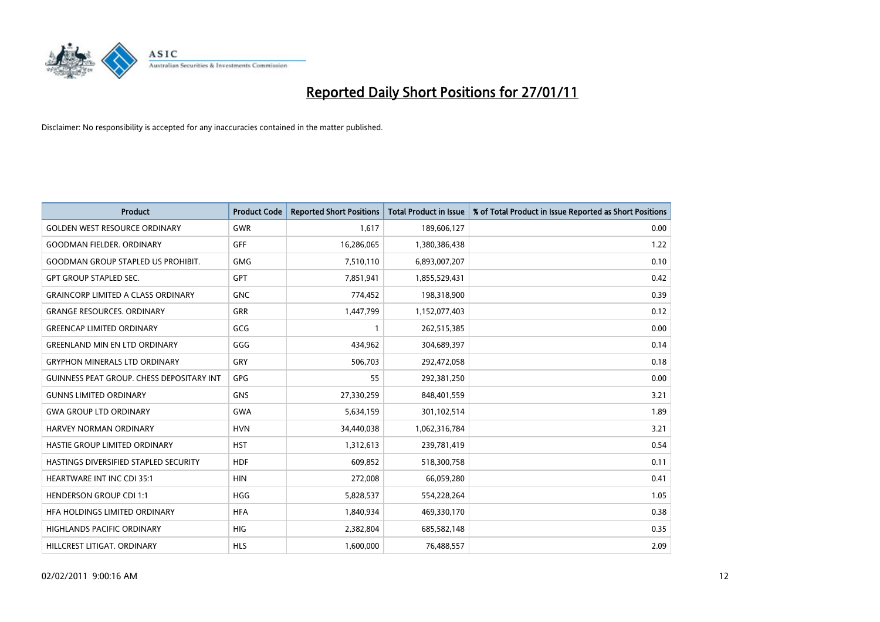# Reported Daily Short Positions for 27/01/11

Disclaimer: No responsibility is accepted for any inaccuracies contained in the matter published.

| Product | Product Code | Reported Short Positions | Total Product in Issue | % of Total Product in Issue Reported as Short Positions |
|---|---|---|---|---|
| GOLDEN WEST RESOURCE ORDINARY | GWR | 1,617 | 189,606,127 | 0.00 |
| GOODMAN FIELDER. ORDINARY | GFF | 16,286,065 | 1,380,386,438 | 1.22 |
| GOODMAN GROUP STAPLED US PROHIBIT. | GMG | 7,510,110 | 6,893,007,207 | 0.10 |
| GPT GROUP STAPLED SEC. | GPT | 7,851,941 | 1,855,529,431 | 0.42 |
| GRAINCORP LIMITED A CLASS ORDINARY | GNC | 774,452 | 198,318,900 | 0.39 |
| GRANGE RESOURCES. ORDINARY | GRR | 1,447,799 | 1,152,077,403 | 0.12 |
| GREENCAP LIMITED ORDINARY | GCG | 1 | 262,515,385 | 0.00 |
| GREENLAND MIN EN LTD ORDINARY | GGG | 434,962 | 304,689,397 | 0.14 |
| GRYPHON MINERALS LTD ORDINARY | GRY | 506,703 | 292,472,058 | 0.18 |
| GUINNESS PEAT GROUP. CHESS DEPOSITARY INT | GPG | 55 | 292,381,250 | 0.00 |
| GUNNS LIMITED ORDINARY | GNS | 27,330,259 | 848,401,559 | 3.21 |
| GWA GROUP LTD ORDINARY | GWA | 5,634,159 | 301,102,514 | 1.89 |
| HARVEY NORMAN ORDINARY | HVN | 34,440,038 | 1,062,316,784 | 3.21 |
| HASTIE GROUP LIMITED ORDINARY | HST | 1,312,613 | 239,781,419 | 0.54 |
| HASTINGS DIVERSIFIED STAPLED SECURITY | HDF | 609,852 | 518,300,758 | 0.11 |
| HEARTWARE INT INC CDI 35:1 | HIN | 272,008 | 66,059,280 | 0.41 |
| HENDERSON GROUP CDI 1:1 | HGG | 5,828,537 | 554,228,264 | 1.05 |
| HFA HOLDINGS LIMITED ORDINARY | HFA | 1,840,934 | 469,330,170 | 0.38 |
| HIGHLANDS PACIFIC ORDINARY | HIG | 2,382,804 | 685,582,148 | 0.35 |
| HILLCREST LITIGAT. ORDINARY | HLS | 1,600,000 | 76,488,557 | 2.09 |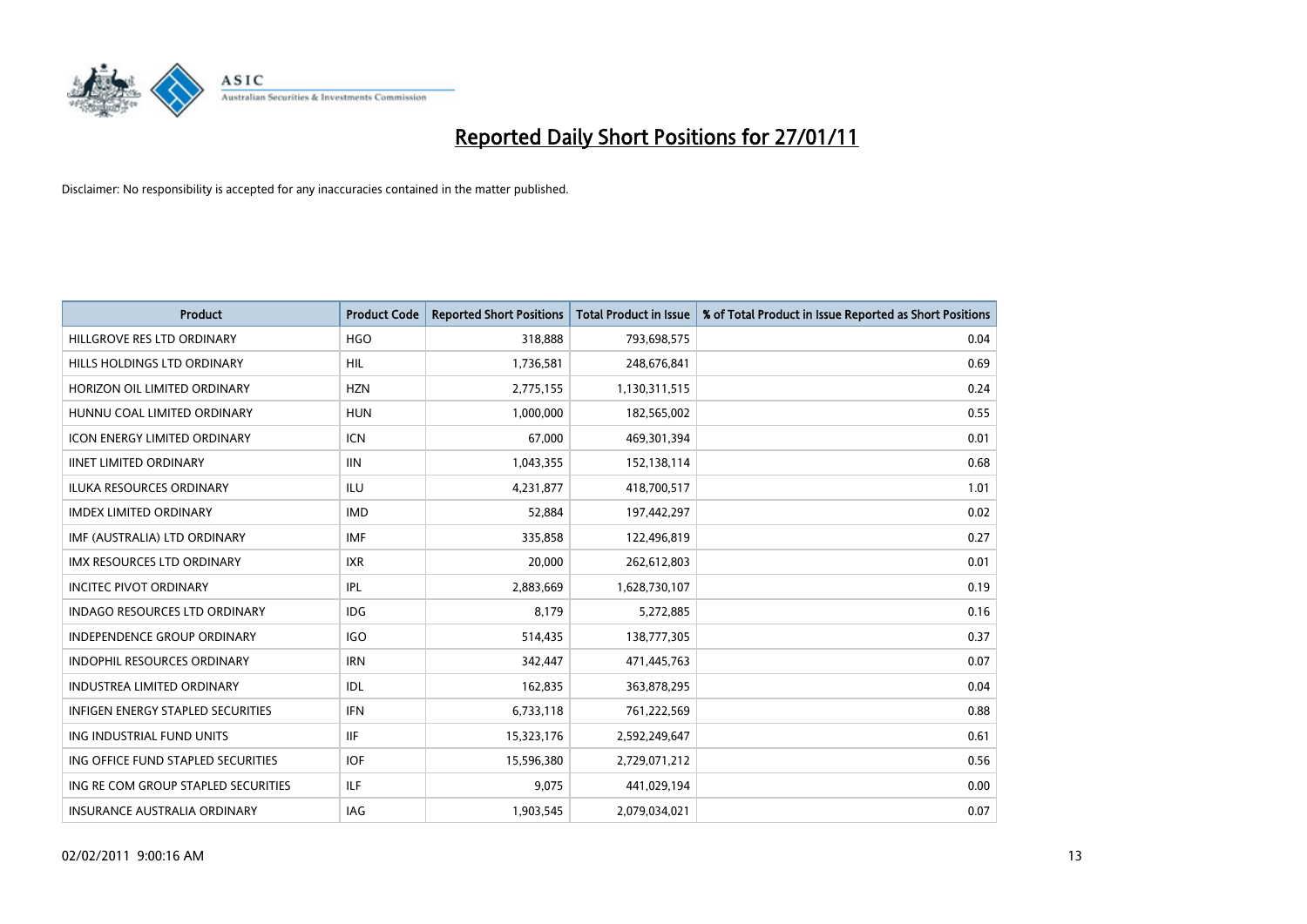# Reported Daily Short Positions for 27/01/11

Disclaimer: No responsibility is accepted for any inaccuracies contained in the matter published.

| Product | Product Code | Reported Short Positions | Total Product in Issue | % of Total Product in Issue Reported as Short Positions |
|---|---|---|---|---|
| HILLGROVE RES LTD ORDINARY | HGO | 318,888 | 793,698,575 | 0.04 |
| HILLS HOLDINGS LTD ORDINARY | HIL | 1,736,581 | 248,676,841 | 0.69 |
| HORIZON OIL LIMITED ORDINARY | HZN | 2,775,155 | 1,130,311,515 | 0.24 |
| HUNNU COAL LIMITED ORDINARY | HUN | 1,000,000 | 182,565,002 | 0.55 |
| ICON ENERGY LIMITED ORDINARY | ICN | 67,000 | 469,301,394 | 0.01 |
| IINET LIMITED ORDINARY | IIN | 1,043,355 | 152,138,114 | 0.68 |
| ILUKA RESOURCES ORDINARY | ILU | 4,231,877 | 418,700,517 | 1.01 |
| IMDEX LIMITED ORDINARY | IMD | 52,884 | 197,442,297 | 0.02 |
| IMF (AUSTRALIA) LTD ORDINARY | IMF | 335,858 | 122,496,819 | 0.27 |
| IMX RESOURCES LTD ORDINARY | IXR | 20,000 | 262,612,803 | 0.01 |
| INCITEC PIVOT ORDINARY | IPL | 2,883,669 | 1,628,730,107 | 0.19 |
| INDAGO RESOURCES LTD ORDINARY | IDG | 8,179 | 5,272,885 | 0.16 |
| INDEPENDENCE GROUP ORDINARY | IGO | 514,435 | 138,777,305 | 0.37 |
| INDOPHIL RESOURCES ORDINARY | IRN | 342,447 | 471,445,763 | 0.07 |
| INDUSTREA LIMITED ORDINARY | IDL | 162,835 | 363,878,295 | 0.04 |
| INFIGEN ENERGY STAPLED SECURITIES | IFN | 6,733,118 | 761,222,569 | 0.88 |
| ING INDUSTRIAL FUND UNITS | IIF | 15,323,176 | 2,592,249,647 | 0.61 |
| ING OFFICE FUND STAPLED SECURITIES | IOF | 15,596,380 | 2,729,071,212 | 0.56 |
| ING RE COM GROUP STAPLED SECURITIES | ILF | 9,075 | 441,029,194 | 0.00 |
| INSURANCE AUSTRALIA ORDINARY | IAG | 1,903,545 | 2,079,034,021 | 0.07 |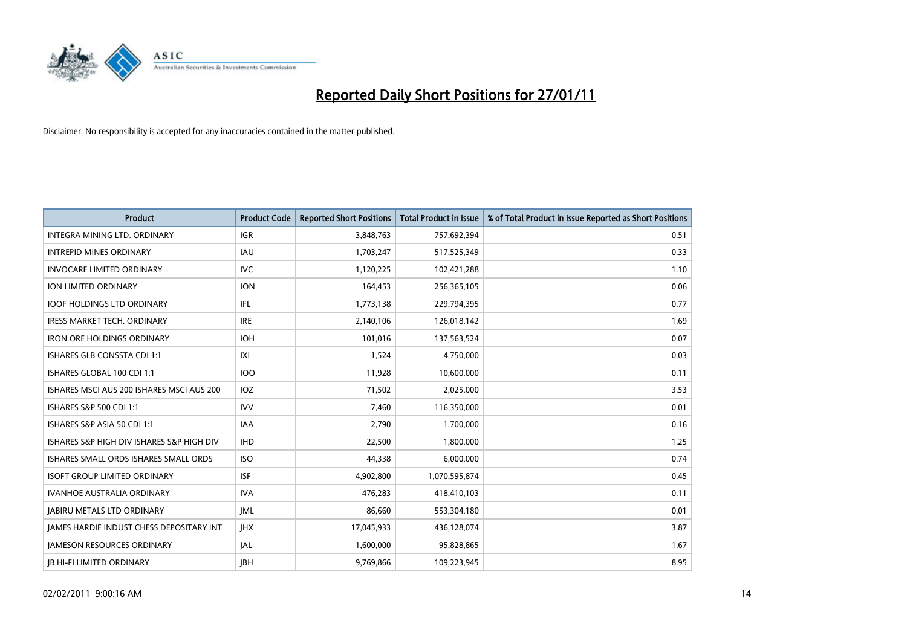# Reported Daily Short Positions for 27/01/11

Disclaimer: No responsibility is accepted for any inaccuracies contained in the matter published.

| Product | Product Code | Reported Short Positions | Total Product in Issue | % of Total Product in Issue Reported as Short Positions |
|---|---|---|---|---|
| INTEGRA MINING LTD. ORDINARY | IGR | 3,848,763 | 757,692,394 | 0.51 |
| INTREPID MINES ORDINARY | IAU | 1,703,247 | 517,525,349 | 0.33 |
| INVOCARE LIMITED ORDINARY | IVC | 1,120,225 | 102,421,288 | 1.10 |
| ION LIMITED ORDINARY | ION | 164,453 | 256,365,105 | 0.06 |
| IOOF HOLDINGS LTD ORDINARY | IFL | 1,773,138 | 229,794,395 | 0.77 |
| IRESS MARKET TECH. ORDINARY | IRE | 2,140,106 | 126,018,142 | 1.69 |
| IRON ORE HOLDINGS ORDINARY | IOH | 101,016 | 137,563,524 | 0.07 |
| ISHARES GLB CONSSTA CDI 1:1 | IXI | 1,524 | 4,750,000 | 0.03 |
| ISHARES GLOBAL 100 CDI 1:1 | IOO | 11,928 | 10,600,000 | 0.11 |
| ISHARES MSCI AUS 200 ISHARES MSCI AUS 200 | IOZ | 71,502 | 2,025,000 | 3.53 |
| ISHARES S&P 500 CDI 1:1 | IVV | 7,460 | 116,350,000 | 0.01 |
| ISHARES S&P ASIA 50 CDI 1:1 | IAA | 2,790 | 1,700,000 | 0.16 |
| ISHARES S&P HIGH DIV ISHARES S&P HIGH DIV | IHD | 22,500 | 1,800,000 | 1.25 |
| ISHARES SMALL ORDS ISHARES SMALL ORDS | ISO | 44,338 | 6,000,000 | 0.74 |
| ISOFT GROUP LIMITED ORDINARY | ISF | 4,902,800 | 1,070,595,874 | 0.45 |
| IVANHOE AUSTRALIA ORDINARY | IVA | 476,283 | 418,410,103 | 0.11 |
| JABIRU METALS LTD ORDINARY | JML | 86,660 | 553,304,180 | 0.01 |
| JAMES HARDIE INDUST CHESS DEPOSITARY INT | JHX | 17,045,933 | 436,128,074 | 3.87 |
| JAMESON RESOURCES ORDINARY | JAL | 1,600,000 | 95,828,865 | 1.67 |
| JB HI-FI LIMITED ORDINARY | JBH | 9,769,866 | 109,223,945 | 8.95 |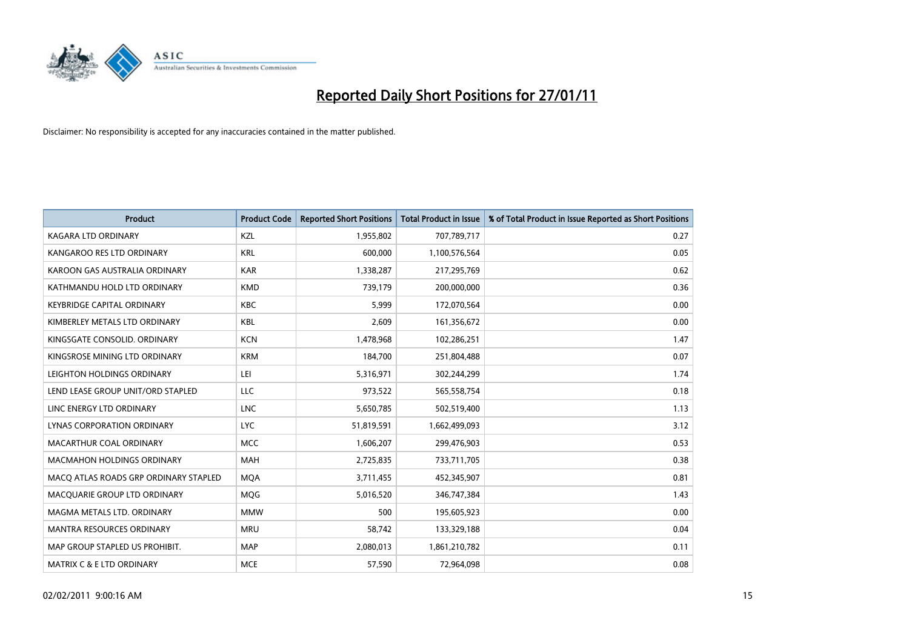# Reported Daily Short Positions for 27/01/11

Disclaimer: No responsibility is accepted for any inaccuracies contained in the matter published.

| Product | Product Code | Reported Short Positions | Total Product in Issue | % of Total Product in Issue Reported as Short Positions |
|---|---|---|---|---|
| KAGARA LTD ORDINARY | KZL | 1,955,802 | 707,789,717 | 0.27 |
| KANGAROO RES LTD ORDINARY | KRL | 600,000 | 1,100,576,564 | 0.05 |
| KAROON GAS AUSTRALIA ORDINARY | KAR | 1,338,287 | 217,295,769 | 0.62 |
| KATHMANDU HOLD LTD ORDINARY | KMD | 739,179 | 200,000,000 | 0.36 |
| KEYBRIDGE CAPITAL ORDINARY | KBC | 5,999 | 172,070,564 | 0.00 |
| KIMBERLEY METALS LTD ORDINARY | KBL | 2,609 | 161,356,672 | 0.00 |
| KINGSGATE CONSOLID. ORDINARY | KCN | 1,478,968 | 102,286,251 | 1.47 |
| KINGSROSE MINING LTD ORDINARY | KRM | 184,700 | 251,804,488 | 0.07 |
| LEIGHTON HOLDINGS ORDINARY | LEI | 5,316,971 | 302,244,299 | 1.74 |
| LEND LEASE GROUP UNIT/ORD STAPLED | LLC | 973,522 | 565,558,754 | 0.18 |
| LINC ENERGY LTD ORDINARY | LNC | 5,650,785 | 502,519,400 | 1.13 |
| LYNAS CORPORATION ORDINARY | LYC | 51,819,591 | 1,662,499,093 | 3.12 |
| MACARTHUR COAL ORDINARY | MCC | 1,606,207 | 299,476,903 | 0.53 |
| MACMAHON HOLDINGS ORDINARY | MAH | 2,725,835 | 733,711,705 | 0.38 |
| MACQ ATLAS ROADS GRP ORDINARY STAPLED | MQA | 3,711,455 | 452,345,907 | 0.81 |
| MACQUARIE GROUP LTD ORDINARY | MQG | 5,016,520 | 346,747,384 | 1.43 |
| MAGMA METALS LTD. ORDINARY | MMW | 500 | 195,605,923 | 0.00 |
| MANTRA RESOURCES ORDINARY | MRU | 58,742 | 133,329,188 | 0.04 |
| MAP GROUP STAPLED US PROHIBIT. | MAP | 2,080,013 | 1,861,210,782 | 0.11 |
| MATRIX C & E LTD ORDINARY | MCE | 57,590 | 72,964,098 | 0.08 |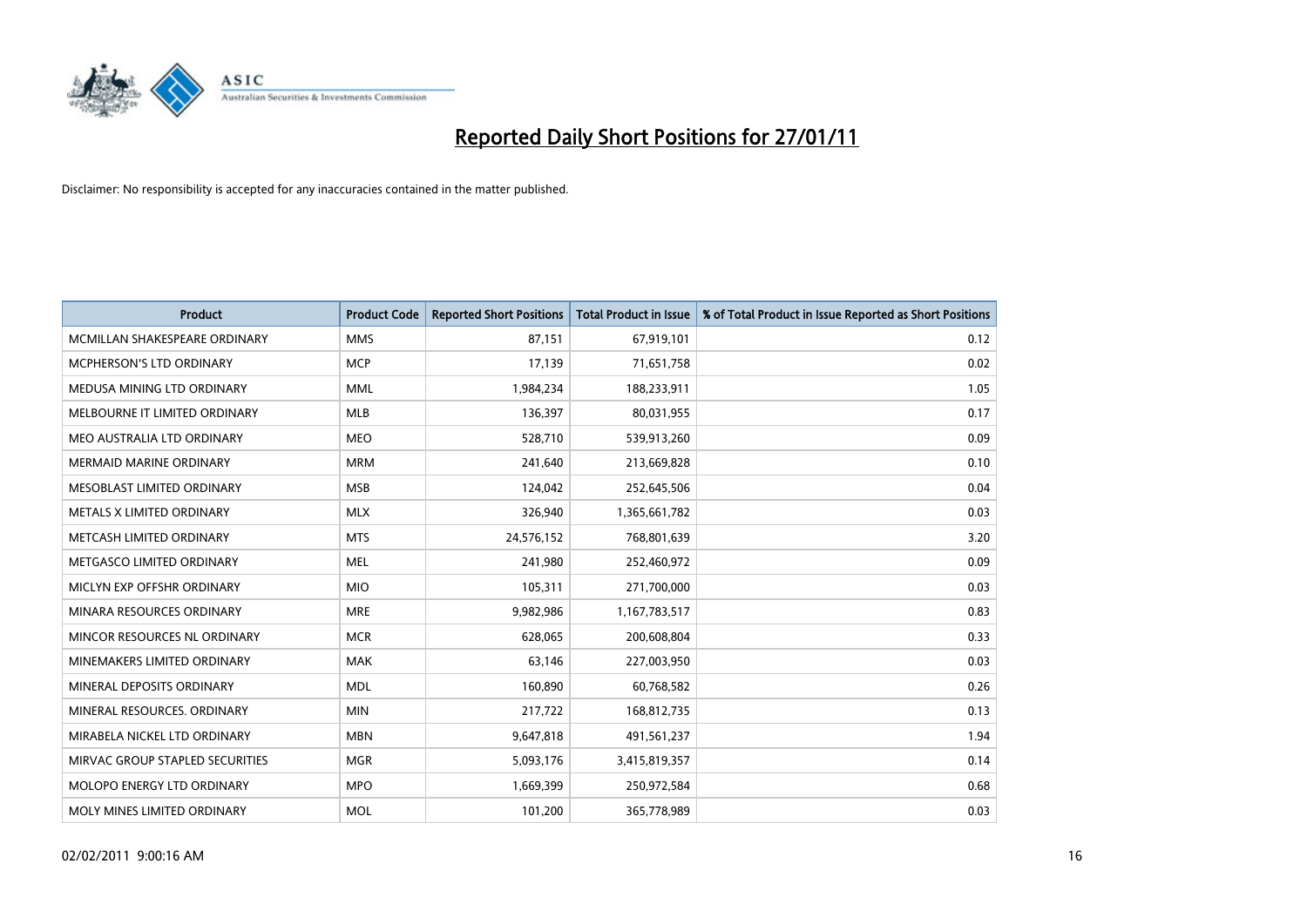# Reported Daily Short Positions for 27/01/11

Disclaimer: No responsibility is accepted for any inaccuracies contained in the matter published.

| Product | Product Code | Reported Short Positions | Total Product in Issue | % of Total Product in Issue Reported as Short Positions |
|---|---|---|---|---|
| MCMILLAN SHAKESPEARE ORDINARY | MMS | 87,151 | 67,919,101 | 0.12 |
| MCPHERSON'S LTD ORDINARY | MCP | 17,139 | 71,651,758 | 0.02 |
| MEDUSA MINING LTD ORDINARY | MML | 1,984,234 | 188,233,911 | 1.05 |
| MELBOURNE IT LIMITED ORDINARY | MLB | 136,397 | 80,031,955 | 0.17 |
| MEO AUSTRALIA LTD ORDINARY | MEO | 528,710 | 539,913,260 | 0.09 |
| MERMAID MARINE ORDINARY | MRM | 241,640 | 213,669,828 | 0.10 |
| MESOBLAST LIMITED ORDINARY | MSB | 124,042 | 252,645,506 | 0.04 |
| METALS X LIMITED ORDINARY | MLX | 326,940 | 1,365,661,782 | 0.03 |
| METCASH LIMITED ORDINARY | MTS | 24,576,152 | 768,801,639 | 3.20 |
| METGASCO LIMITED ORDINARY | MEL | 241,980 | 252,460,972 | 0.09 |
| MICLYN EXP OFFSHR ORDINARY | MIO | 105,311 | 271,700,000 | 0.03 |
| MINARA RESOURCES ORDINARY | MRE | 9,982,986 | 1,167,783,517 | 0.83 |
| MINCOR RESOURCES NL ORDINARY | MCR | 628,065 | 200,608,804 | 0.33 |
| MINEMAKERS LIMITED ORDINARY | MAK | 63,146 | 227,003,950 | 0.03 |
| MINERAL DEPOSITS ORDINARY | MDL | 160,890 | 60,768,582 | 0.26 |
| MINERAL RESOURCES. ORDINARY | MIN | 217,722 | 168,812,735 | 0.13 |
| MIRABELA NICKEL LTD ORDINARY | MBN | 9,647,818 | 491,561,237 | 1.94 |
| MIRVAC GROUP STAPLED SECURITIES | MGR | 5,093,176 | 3,415,819,357 | 0.14 |
| MOLOPO ENERGY LTD ORDINARY | MPO | 1,669,399 | 250,972,584 | 0.68 |
| MOLY MINES LIMITED ORDINARY | MOL | 101,200 | 365,778,989 | 0.03 |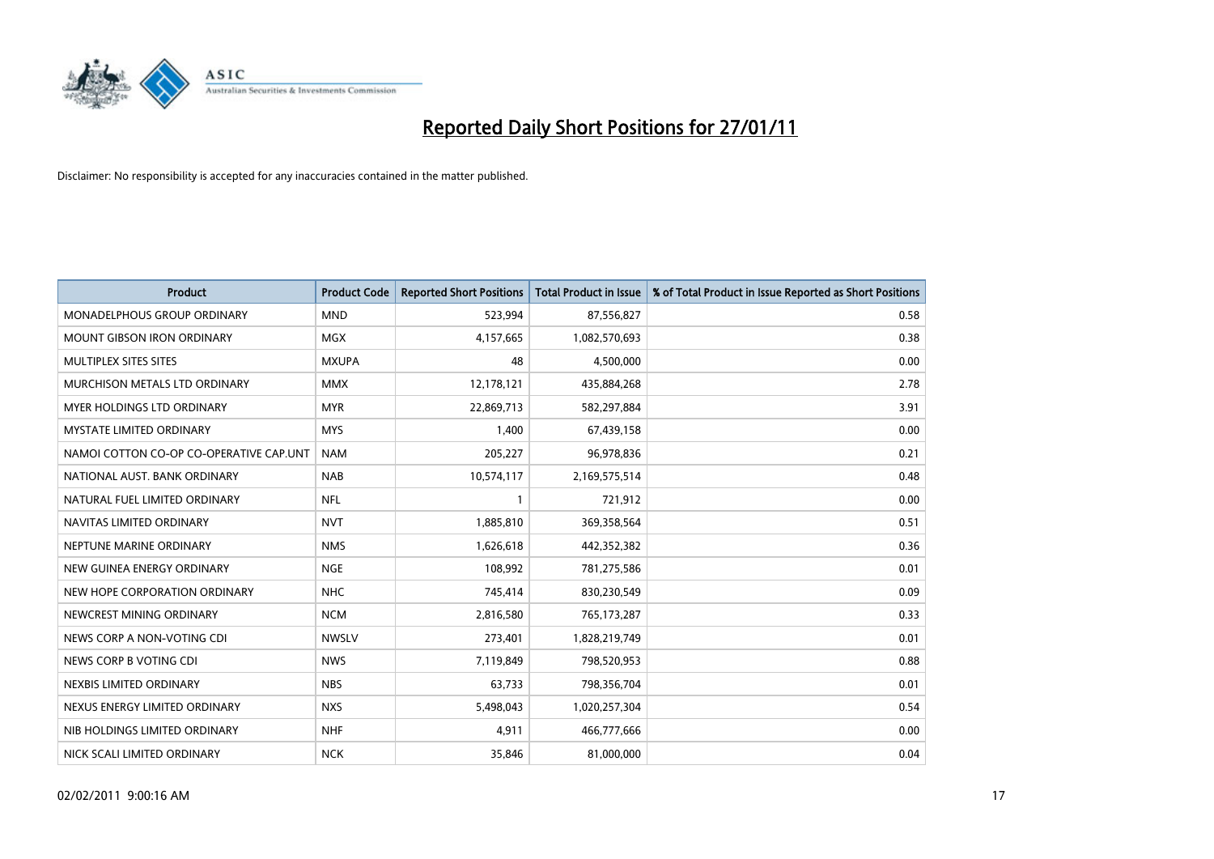# Reported Daily Short Positions for 27/01/11

Disclaimer: No responsibility is accepted for any inaccuracies contained in the matter published.

| Product | Product Code | Reported Short Positions | Total Product in Issue | % of Total Product in Issue Reported as Short Positions |
|---|---|---|---|---|
| MONADELPHOUS GROUP ORDINARY | MND | 523,994 | 87,556,827 | 0.58 |
| MOUNT GIBSON IRON ORDINARY | MGX | 4,157,665 | 1,082,570,693 | 0.38 |
| MULTIPLEX SITES SITES | MXUPA | 48 | 4,500,000 | 0.00 |
| MURCHISON METALS LTD ORDINARY | MMX | 12,178,121 | 435,884,268 | 2.78 |
| MYER HOLDINGS LTD ORDINARY | MYR | 22,869,713 | 582,297,884 | 3.91 |
| MYSTATE LIMITED ORDINARY | MYS | 1,400 | 67,439,158 | 0.00 |
| NAMOI COTTON CO-OP CO-OPERATIVE CAP.UNT | NAM | 205,227 | 96,978,836 | 0.21 |
| NATIONAL AUST. BANK ORDINARY | NAB | 10,574,117 | 2,169,575,514 | 0.48 |
| NATURAL FUEL LIMITED ORDINARY | NFL | 1 | 721,912 | 0.00 |
| NAVITAS LIMITED ORDINARY | NVT | 1,885,810 | 369,358,564 | 0.51 |
| NEPTUNE MARINE ORDINARY | NMS | 1,626,618 | 442,352,382 | 0.36 |
| NEW GUINEA ENERGY ORDINARY | NGE | 108,992 | 781,275,586 | 0.01 |
| NEW HOPE CORPORATION ORDINARY | NHC | 745,414 | 830,230,549 | 0.09 |
| NEWCREST MINING ORDINARY | NCM | 2,816,580 | 765,173,287 | 0.33 |
| NEWS CORP A NON-VOTING CDI | NWSLV | 273,401 | 1,828,219,749 | 0.01 |
| NEWS CORP B VOTING CDI | NWS | 7,119,849 | 798,520,953 | 0.88 |
| NEXBIS LIMITED ORDINARY | NBS | 63,733 | 798,356,704 | 0.01 |
| NEXUS ENERGY LIMITED ORDINARY | NXS | 5,498,043 | 1,020,257,304 | 0.54 |
| NIB HOLDINGS LIMITED ORDINARY | NHF | 4,911 | 466,777,666 | 0.00 |
| NICK SCALI LIMITED ORDINARY | NCK | 35,846 | 81,000,000 | 0.04 |

02/02/2011 9:00:16 AM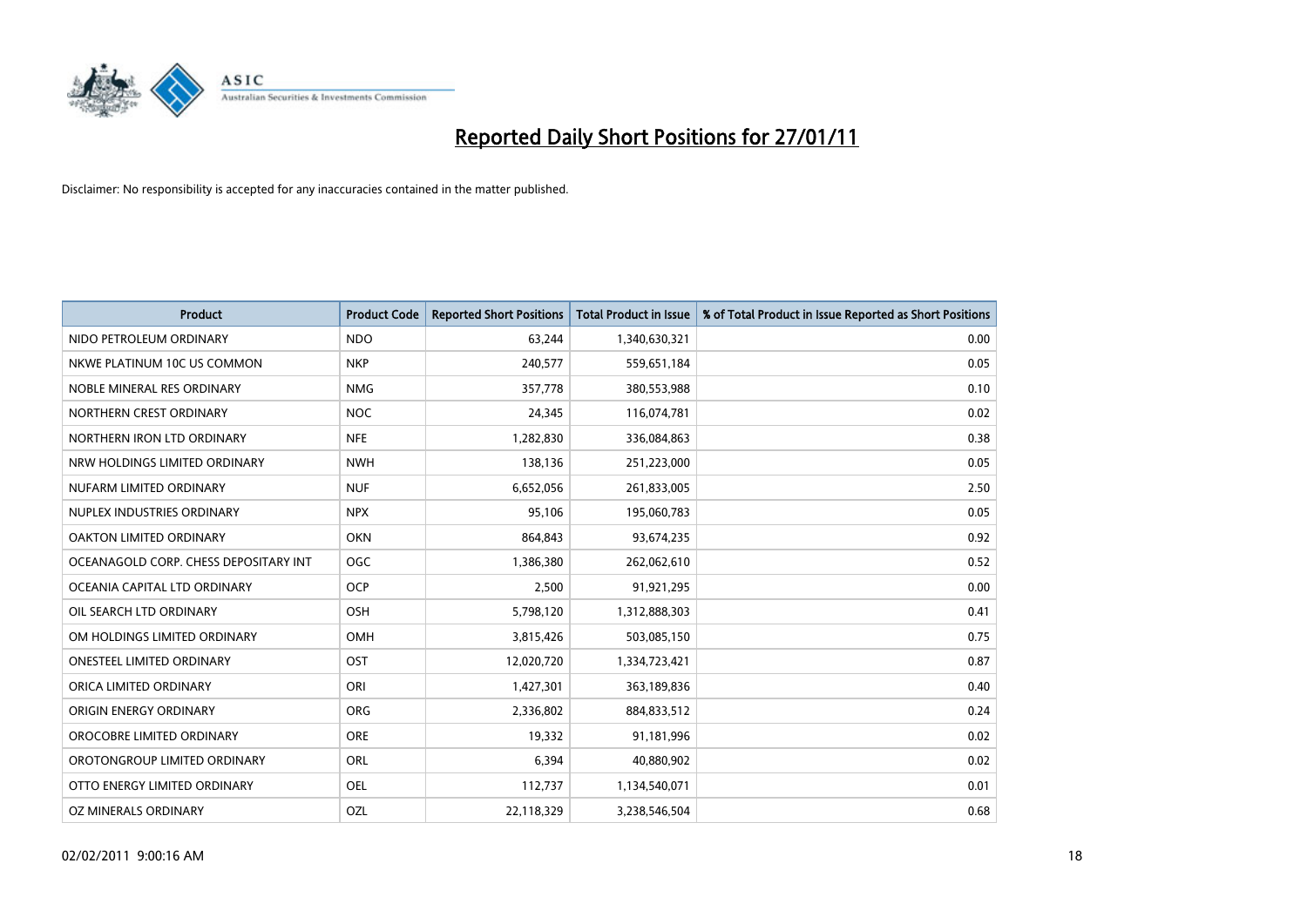# Reported Daily Short Positions for 27/01/11

Disclaimer: No responsibility is accepted for any inaccuracies contained in the matter published.

| Product | Product Code | Reported Short Positions | Total Product in Issue | % of Total Product in Issue Reported as Short Positions |
| --- | --- | --- | --- | --- |
| NIDO PETROLEUM ORDINARY | NDO | 63,244 | 1,340,630,321 | 0.00 |
| NKWE PLATINUM 10C US COMMON | NKP | 240,577 | 559,651,184 | 0.05 |
| NOBLE MINERAL RES ORDINARY | NMG | 357,778 | 380,553,988 | 0.10 |
| NORTHERN CREST ORDINARY | NOC | 24,345 | 116,074,781 | 0.02 |
| NORTHERN IRON LTD ORDINARY | NFE | 1,282,830 | 336,084,863 | 0.38 |
| NRW HOLDINGS LIMITED ORDINARY | NWH | 138,136 | 251,223,000 | 0.05 |
| NUFARM LIMITED ORDINARY | NUF | 6,652,056 | 261,833,005 | 2.50 |
| NUPLEX INDUSTRIES ORDINARY | NPX | 95,106 | 195,060,783 | 0.05 |
| OAKTON LIMITED ORDINARY | OKN | 864,843 | 93,674,235 | 0.92 |
| OCEANAGOLD CORP. CHESS DEPOSITARY INT | OGC | 1,386,380 | 262,062,610 | 0.52 |
| OCEANIA CAPITAL LTD ORDINARY | OCP | 2,500 | 91,921,295 | 0.00 |
| OIL SEARCH LTD ORDINARY | OSH | 5,798,120 | 1,312,888,303 | 0.41 |
| OM HOLDINGS LIMITED ORDINARY | OMH | 3,815,426 | 503,085,150 | 0.75 |
| ONESTEEL LIMITED ORDINARY | OST | 12,020,720 | 1,334,723,421 | 0.87 |
| ORICA LIMITED ORDINARY | ORI | 1,427,301 | 363,189,836 | 0.40 |
| ORIGIN ENERGY ORDINARY | ORG | 2,336,802 | 884,833,512 | 0.24 |
| OROCOBRE LIMITED ORDINARY | ORE | 19,332 | 91,181,996 | 0.02 |
| OROTONGROUP LIMITED ORDINARY | ORL | 6,394 | 40,880,902 | 0.02 |
| OTTO ENERGY LIMITED ORDINARY | OEL | 112,737 | 1,134,540,071 | 0.01 |
| OZ MINERALS ORDINARY | OZL | 22,118,329 | 3,238,546,504 | 0.68 |

02/02/2011 9:00:16 AM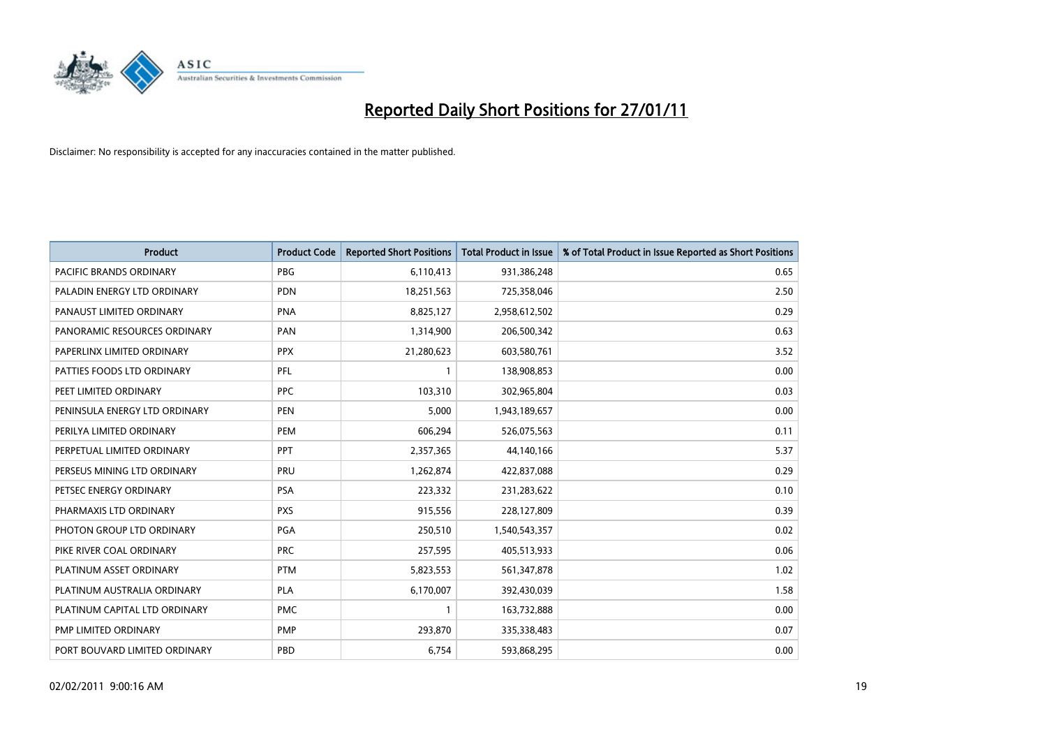# Reported Daily Short Positions for 27/01/11

Disclaimer: No responsibility is accepted for any inaccuracies contained in the matter published.

| Product | Product Code | Reported Short Positions | Total Product in Issue | % of Total Product in Issue Reported as Short Positions |
| --- | --- | --- | --- | --- |
| PACIFIC BRANDS ORDINARY | PBG | 6,110,413 | 931,386,248 | 0.65 |
| PALADIN ENERGY LTD ORDINARY | PDN | 18,251,563 | 725,358,046 | 2.50 |
| PANAUST LIMITED ORDINARY | PNA | 8,825,127 | 2,958,612,502 | 0.29 |
| PANORAMIC RESOURCES ORDINARY | PAN | 1,314,900 | 206,500,342 | 0.63 |
| PAPERLINX LIMITED ORDINARY | PPX | 21,280,623 | 603,580,761 | 3.52 |
| PATTIES FOODS LTD ORDINARY | PFL | 1 | 138,908,853 | 0.00 |
| PEET LIMITED ORDINARY | PPC | 103,310 | 302,965,804 | 0.03 |
| PENINSULA ENERGY LTD ORDINARY | PEN | 5,000 | 1,943,189,657 | 0.00 |
| PERILYA LIMITED ORDINARY | PEM | 606,294 | 526,075,563 | 0.11 |
| PERPETUAL LIMITED ORDINARY | PPT | 2,357,365 | 44,140,166 | 5.37 |
| PERSEUS MINING LTD ORDINARY | PRU | 1,262,874 | 422,837,088 | 0.29 |
| PETSEC ENERGY ORDINARY | PSA | 223,332 | 231,283,622 | 0.10 |
| PHARMAXIS LTD ORDINARY | PXS | 915,556 | 228,127,809 | 0.39 |
| PHOTON GROUP LTD ORDINARY | PGA | 250,510 | 1,540,543,357 | 0.02 |
| PIKE RIVER COAL ORDINARY | PRC | 257,595 | 405,513,933 | 0.06 |
| PLATINUM ASSET ORDINARY | PTM | 5,823,553 | 561,347,878 | 1.02 |
| PLATINUM AUSTRALIA ORDINARY | PLA | 6,170,007 | 392,430,039 | 1.58 |
| PLATINUM CAPITAL LTD ORDINARY | PMC | 1 | 163,732,888 | 0.00 |
| PMP LIMITED ORDINARY | PMP | 293,870 | 335,338,483 | 0.07 |
| PORT BOUVARD LIMITED ORDINARY | PBD | 6,754 | 593,868,295 | 0.00 |

02/02/2011 9:00:16 AM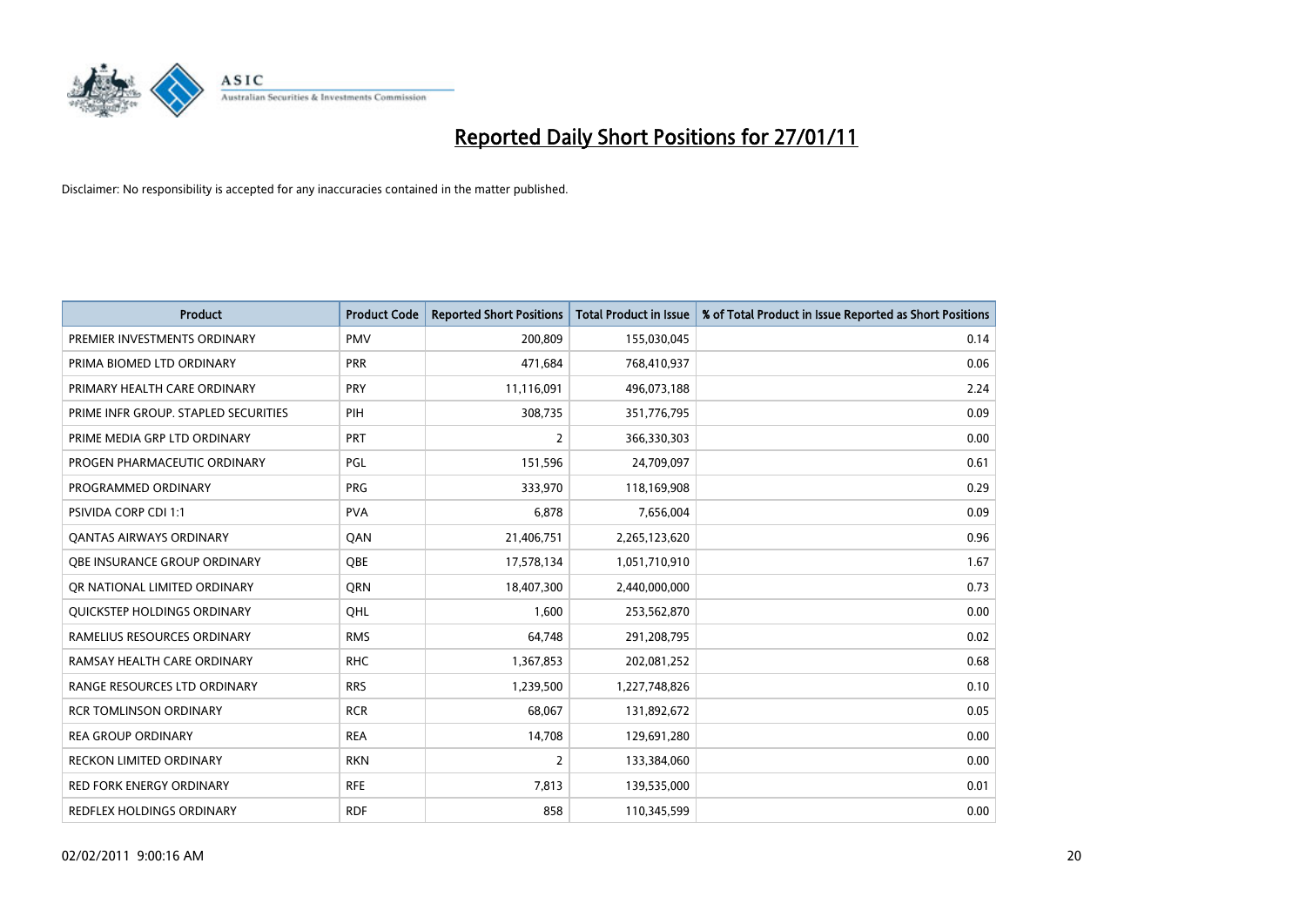# Reported Daily Short Positions for 27/01/11

Disclaimer: No responsibility is accepted for any inaccuracies contained in the matter published.

| Product | Product Code | Reported Short Positions | Total Product in Issue | % of Total Product in Issue Reported as Short Positions |
|---|---|---|---|---|
| PREMIER INVESTMENTS ORDINARY | PMV | 200,809 | 155,030,045 | 0.14 |
| PRIMA BIOMED LTD ORDINARY | PRR | 471,684 | 768,410,937 | 0.06 |
| PRIMARY HEALTH CARE ORDINARY | PRY | 11,116,091 | 496,073,188 | 2.24 |
| PRIME INFR GROUP. STAPLED SECURITIES | PIH | 308,735 | 351,776,795 | 0.09 |
| PRIME MEDIA GRP LTD ORDINARY | PRT | 2 | 366,330,303 | 0.00 |
| PROGEN PHARMACEUTIC ORDINARY | PGL | 151,596 | 24,709,097 | 0.61 |
| PROGRAMMED ORDINARY | PRG | 333,970 | 118,169,908 | 0.29 |
| PSIVIDA CORP CDI 1:1 | PVA | 6,878 | 7,656,004 | 0.09 |
| QANTAS AIRWAYS ORDINARY | QAN | 21,406,751 | 2,265,123,620 | 0.96 |
| QBE INSURANCE GROUP ORDINARY | QBE | 17,578,134 | 1,051,710,910 | 1.67 |
| QR NATIONAL LIMITED ORDINARY | QRN | 18,407,300 | 2,440,000,000 | 0.73 |
| QUICKSTEP HOLDINGS ORDINARY | QHL | 1,600 | 253,562,870 | 0.00 |
| RAMELIUS RESOURCES ORDINARY | RMS | 64,748 | 291,208,795 | 0.02 |
| RAMSAY HEALTH CARE ORDINARY | RHC | 1,367,853 | 202,081,252 | 0.68 |
| RANGE RESOURCES LTD ORDINARY | RRS | 1,239,500 | 1,227,748,826 | 0.10 |
| RCR TOMLINSON ORDINARY | RCR | 68,067 | 131,892,672 | 0.05 |
| REA GROUP ORDINARY | REA | 14,708 | 129,691,280 | 0.00 |
| RECKON LIMITED ORDINARY | RKN | 2 | 133,384,060 | 0.00 |
| RED FORK ENERGY ORDINARY | RFE | 7,813 | 139,535,000 | 0.01 |
| REDFLEX HOLDINGS ORDINARY | RDF | 858 | 110,345,599 | 0.00 |

02/02/2011 9:00:16 AM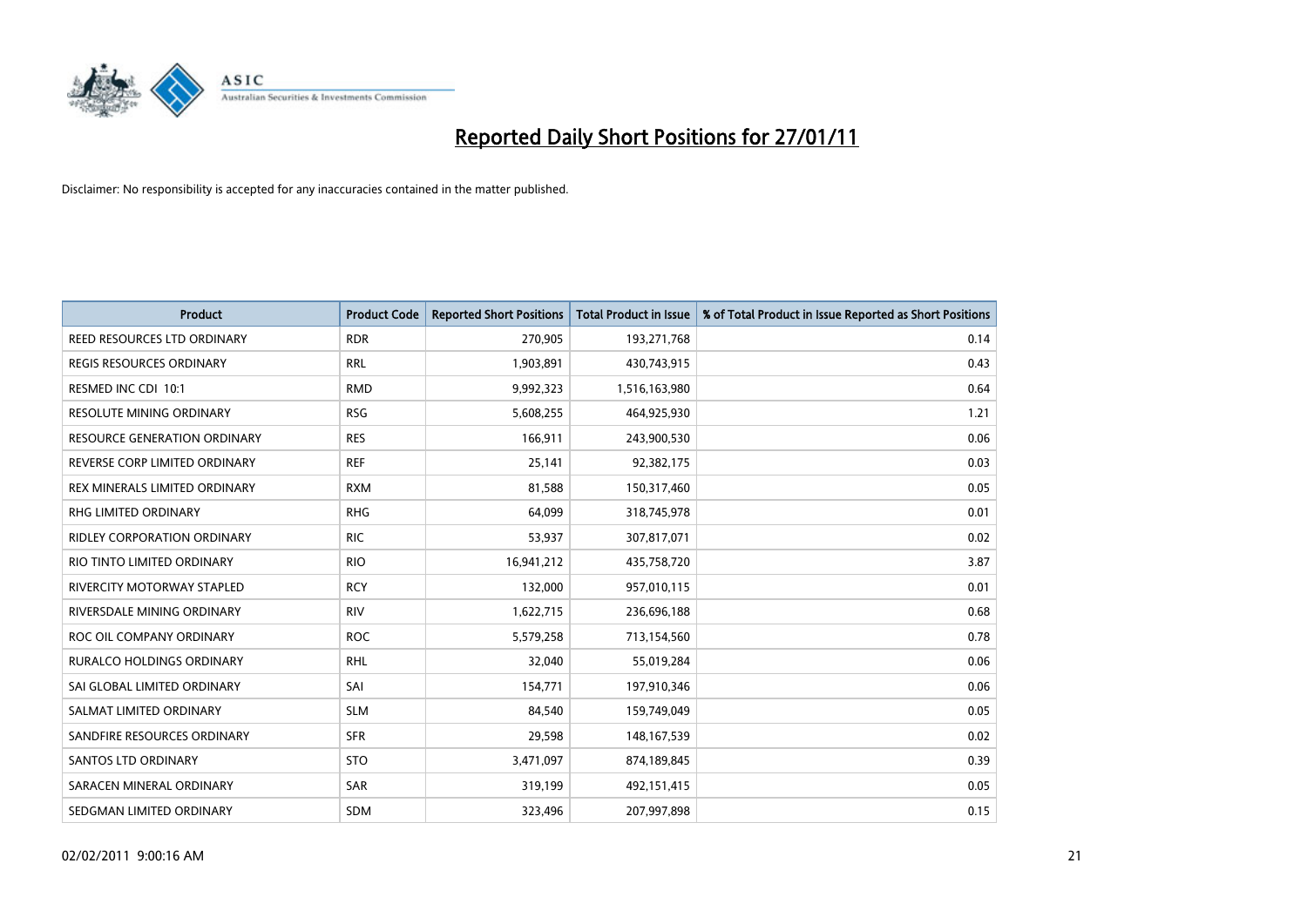# Reported Daily Short Positions for 27/01/11

Disclaimer: No responsibility is accepted for any inaccuracies contained in the matter published.

| Product | Product Code | Reported Short Positions | Total Product in Issue | % of Total Product in Issue Reported as Short Positions |
|---|---|---|---|---|
| REED RESOURCES LTD ORDINARY | RDR | 270,905 | 193,271,768 | 0.14 |
| REGIS RESOURCES ORDINARY | RRL | 1,903,891 | 430,743,915 | 0.43 |
| RESMED INC CDI 10:1 | RMD | 9,992,323 | 1,516,163,980 | 0.64 |
| RESOLUTE MINING ORDINARY | RSG | 5,608,255 | 464,925,930 | 1.21 |
| RESOURCE GENERATION ORDINARY | RES | 166,911 | 243,900,530 | 0.06 |
| REVERSE CORP LIMITED ORDINARY | REF | 25,141 | 92,382,175 | 0.03 |
| REX MINERALS LIMITED ORDINARY | RXM | 81,588 | 150,317,460 | 0.05 |
| RHG LIMITED ORDINARY | RHG | 64,099 | 318,745,978 | 0.01 |
| RIDLEY CORPORATION ORDINARY | RIC | 53,937 | 307,817,071 | 0.02 |
| RIO TINTO LIMITED ORDINARY | RIO | 16,941,212 | 435,758,720 | 3.87 |
| RIVERCITY MOTORWAY STAPLED | RCY | 132,000 | 957,010,115 | 0.01 |
| RIVERSDALE MINING ORDINARY | RIV | 1,622,715 | 236,696,188 | 0.68 |
| ROC OIL COMPANY ORDINARY | ROC | 5,579,258 | 713,154,560 | 0.78 |
| RURALCO HOLDINGS ORDINARY | RHL | 32,040 | 55,019,284 | 0.06 |
| SAI GLOBAL LIMITED ORDINARY | SAI | 154,771 | 197,910,346 | 0.06 |
| SALMAT LIMITED ORDINARY | SLM | 84,540 | 159,749,049 | 0.05 |
| SANDFIRE RESOURCES ORDINARY | SFR | 29,598 | 148,167,539 | 0.02 |
| SANTOS LTD ORDINARY | STO | 3,471,097 | 874,189,845 | 0.39 |
| SARACEN MINERAL ORDINARY | SAR | 319,199 | 492,151,415 | 0.05 |
| SEDGMAN LIMITED ORDINARY | SDM | 323,496 | 207,997,898 | 0.15 |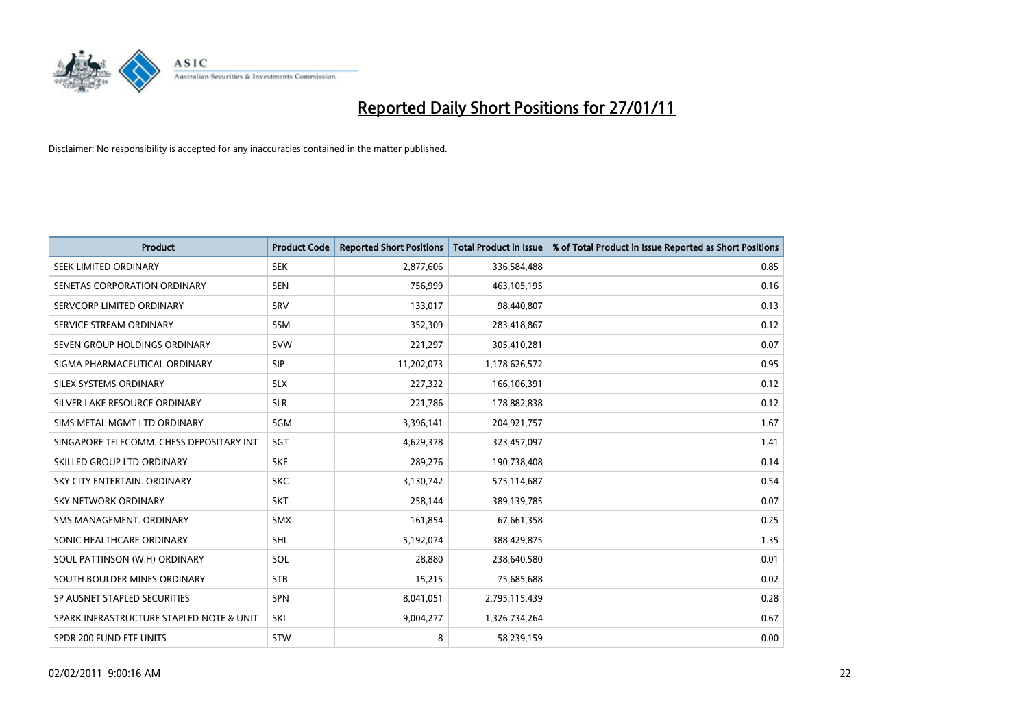# Reported Daily Short Positions for 27/01/11

Disclaimer: No responsibility is accepted for any inaccuracies contained in the matter published.

| Product | Product Code | Reported Short Positions | Total Product in Issue | % of Total Product in Issue Reported as Short Positions |
|---|---|---|---|---|
| SEEK LIMITED ORDINARY | SEK | 2,877,606 | 336,584,488 | 0.85 |
| SENETAS CORPORATION ORDINARY | SEN | 756,999 | 463,105,195 | 0.16 |
| SERVCORP LIMITED ORDINARY | SRV | 133,017 | 98,440,807 | 0.13 |
| SERVICE STREAM ORDINARY | SSM | 352,309 | 283,418,867 | 0.12 |
| SEVEN GROUP HOLDINGS ORDINARY | SVW | 221,297 | 305,410,281 | 0.07 |
| SIGMA PHARMACEUTICAL ORDINARY | SIP | 11,202,073 | 1,178,626,572 | 0.95 |
| SILEX SYSTEMS ORDINARY | SLX | 227,322 | 166,106,391 | 0.12 |
| SILVER LAKE RESOURCE ORDINARY | SLR | 221,786 | 178,882,838 | 0.12 |
| SIMS METAL MGMT LTD ORDINARY | SGM | 3,396,141 | 204,921,757 | 1.67 |
| SINGAPORE TELECOMM. CHESS DEPOSITARY INT | SGT | 4,629,378 | 323,457,097 | 1.41 |
| SKILLED GROUP LTD ORDINARY | SKE | 289,276 | 190,738,408 | 0.14 |
| SKY CITY ENTERTAIN. ORDINARY | SKC | 3,130,742 | 575,114,687 | 0.54 |
| SKY NETWORK ORDINARY | SKT | 258,144 | 389,139,785 | 0.07 |
| SMS MANAGEMENT. ORDINARY | SMX | 161,854 | 67,661,358 | 0.25 |
| SONIC HEALTHCARE ORDINARY | SHL | 5,192,074 | 388,429,875 | 1.35 |
| SOUL PATTINSON (W.H) ORDINARY | SOL | 28,880 | 238,640,580 | 0.01 |
| SOUTH BOULDER MINES ORDINARY | STB | 15,215 | 75,685,688 | 0.02 |
| SP AUSNET STAPLED SECURITIES | SPN | 8,041,051 | 2,795,115,439 | 0.28 |
| SPARK INFRASTRUCTURE STAPLED NOTE & UNIT | SKI | 9,004,277 | 1,326,734,264 | 0.67 |
| SPDR 200 FUND ETF UNITS | STW | 8 | 58,239,159 | 0.00 |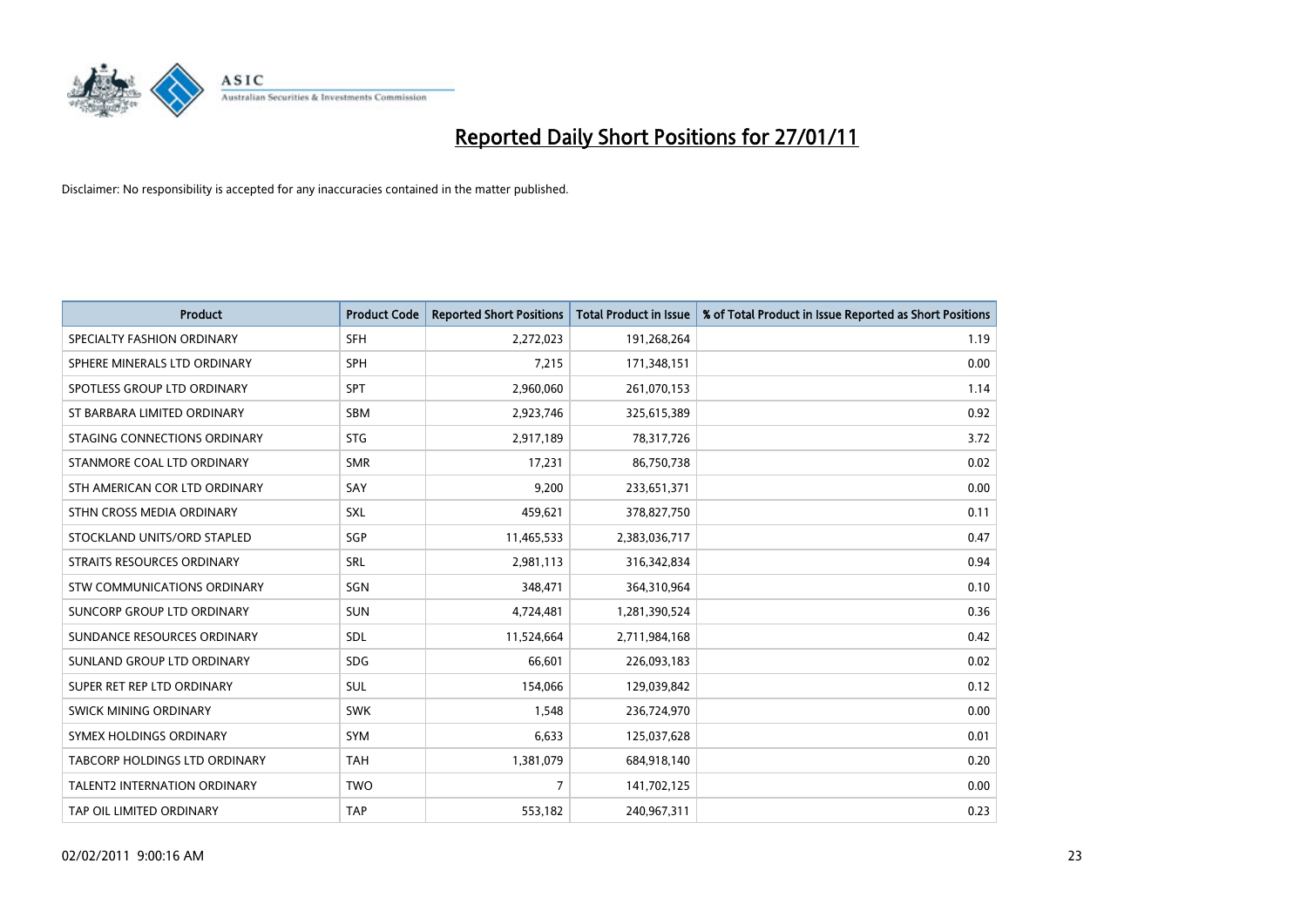# Reported Daily Short Positions for 27/01/11

Disclaimer: No responsibility is accepted for any inaccuracies contained in the matter published.

| Product | Product Code | Reported Short Positions | Total Product in Issue | % of Total Product in Issue Reported as Short Positions |
|---|---|---|---|---|
| SPECIALTY FASHION ORDINARY | SFH | 2,272,023 | 191,268,264 | 1.19 |
| SPHERE MINERALS LTD ORDINARY | SPH | 7,215 | 171,348,151 | 0.00 |
| SPOTLESS GROUP LTD ORDINARY | SPT | 2,960,060 | 261,070,153 | 1.14 |
| ST BARBARA LIMITED ORDINARY | SBM | 2,923,746 | 325,615,389 | 0.92 |
| STAGING CONNECTIONS ORDINARY | STG | 2,917,189 | 78,317,726 | 3.72 |
| STANMORE COAL LTD ORDINARY | SMR | 17,231 | 86,750,738 | 0.02 |
| STH AMERICAN COR LTD ORDINARY | SAY | 9,200 | 233,651,371 | 0.00 |
| STHN CROSS MEDIA ORDINARY | SXL | 459,621 | 378,827,750 | 0.11 |
| STOCKLAND UNITS/ORD STAPLED | SGP | 11,465,533 | 2,383,036,717 | 0.47 |
| STRAITS RESOURCES ORDINARY | SRL | 2,981,113 | 316,342,834 | 0.94 |
| STW COMMUNICATIONS ORDINARY | SGN | 348,471 | 364,310,964 | 0.10 |
| SUNCORP GROUP LTD ORDINARY | SUN | 4,724,481 | 1,281,390,524 | 0.36 |
| SUNDANCE RESOURCES ORDINARY | SDL | 11,524,664 | 2,711,984,168 | 0.42 |
| SUNLAND GROUP LTD ORDINARY | SDG | 66,601 | 226,093,183 | 0.02 |
| SUPER RET REP LTD ORDINARY | SUL | 154,066 | 129,039,842 | 0.12 |
| SWICK MINING ORDINARY | SWK | 1,548 | 236,724,970 | 0.00 |
| SYMEX HOLDINGS ORDINARY | SYM | 6,633 | 125,037,628 | 0.01 |
| TABCORP HOLDINGS LTD ORDINARY | TAH | 1,381,079 | 684,918,140 | 0.20 |
| TALENT2 INTERNATION ORDINARY | TWO | 7 | 141,702,125 | 0.00 |
| TAP OIL LIMITED ORDINARY | TAP | 553,182 | 240,967,311 | 0.23 |

02/02/2011 9:00:16 AM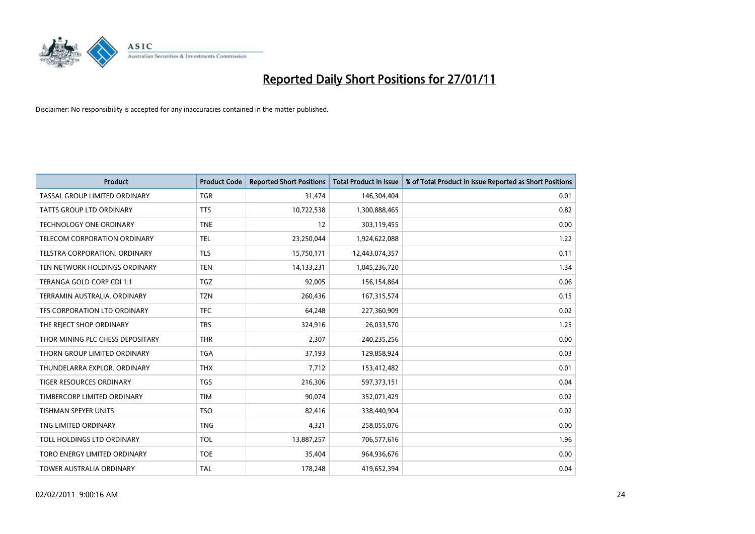# Reported Daily Short Positions for 27/01/11

Disclaimer: No responsibility is accepted for any inaccuracies contained in the matter published.

| Product | Product Code | Reported Short Positions | Total Product in Issue | % of Total Product in Issue Reported as Short Positions |
|---|---|---|---|---|
| TASSAL GROUP LIMITED ORDINARY | TGR | 31,474 | 146,304,404 | 0.01 |
| TATTS GROUP LTD ORDINARY | TTS | 10,722,538 | 1,300,888,465 | 0.82 |
| TECHNOLOGY ONE ORDINARY | TNE | 12 | 303,119,455 | 0.00 |
| TELECOM CORPORATION ORDINARY | TEL | 23,250,044 | 1,924,622,088 | 1.22 |
| TELSTRA CORPORATION. ORDINARY | TLS | 15,750,171 | 12,443,074,357 | 0.11 |
| TEN NETWORK HOLDINGS ORDINARY | TEN | 14,133,231 | 1,045,236,720 | 1.34 |
| TERANGA GOLD CORP CDI 1:1 | TGZ | 92,005 | 156,154,864 | 0.06 |
| TERRAMIN AUSTRALIA. ORDINARY | TZN | 260,436 | 167,315,574 | 0.15 |
| TFS CORPORATION LTD ORDINARY | TFC | 64,248 | 227,360,909 | 0.02 |
| THE REJECT SHOP ORDINARY | TRS | 324,916 | 26,033,570 | 1.25 |
| THOR MINING PLC CHESS DEPOSITARY | THR | 2,307 | 240,235,256 | 0.00 |
| THORN GROUP LIMITED ORDINARY | TGA | 37,193 | 129,858,924 | 0.03 |
| THUNDELARRA EXPLOR. ORDINARY | THX | 7,712 | 153,412,482 | 0.01 |
| TIGER RESOURCES ORDINARY | TGS | 216,306 | 597,373,151 | 0.04 |
| TIMBERCORP LIMITED ORDINARY | TIM | 90,074 | 352,071,429 | 0.02 |
| TISHMAN SPEYER UNITS | TSO | 82,416 | 338,440,904 | 0.02 |
| TNG LIMITED ORDINARY | TNG | 4,321 | 258,055,076 | 0.00 |
| TOLL HOLDINGS LTD ORDINARY | TOL | 13,887,257 | 706,577,616 | 1.96 |
| TORO ENERGY LIMITED ORDINARY | TOE | 35,404 | 964,936,676 | 0.00 |
| TOWER AUSTRALIA ORDINARY | TAL | 178,248 | 419,652,394 | 0.04 |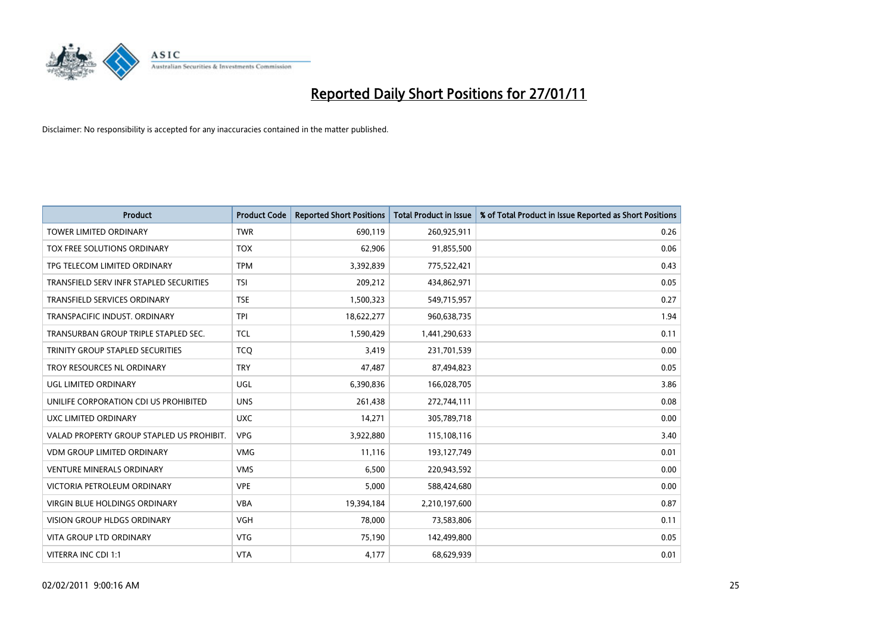# Reported Daily Short Positions for 27/01/11

Disclaimer: No responsibility is accepted for any inaccuracies contained in the matter published.

| Product | Product Code | Reported Short Positions | Total Product in Issue | % of Total Product in Issue Reported as Short Positions |
|---|---|---|---|---|
| TOWER LIMITED ORDINARY | TWR | 690,119 | 260,925,911 | 0.26 |
| TOX FREE SOLUTIONS ORDINARY | TOX | 62,906 | 91,855,500 | 0.06 |
| TPG TELECOM LIMITED ORDINARY | TPM | 3,392,839 | 775,522,421 | 0.43 |
| TRANSFIELD SERV INFR STAPLED SECURITIES | TSI | 209,212 | 434,862,971 | 0.05 |
| TRANSFIELD SERVICES ORDINARY | TSE | 1,500,323 | 549,715,957 | 0.27 |
| TRANSPACIFIC INDUST. ORDINARY | TPI | 18,622,277 | 960,638,735 | 1.94 |
| TRANSURBAN GROUP TRIPLE STAPLED SEC. | TCL | 1,590,429 | 1,441,290,633 | 0.11 |
| TRINITY GROUP STAPLED SECURITIES | TCQ | 3,419 | 231,701,539 | 0.00 |
| TROY RESOURCES NL ORDINARY | TRY | 47,487 | 87,494,823 | 0.05 |
| UGL LIMITED ORDINARY | UGL | 6,390,836 | 166,028,705 | 3.86 |
| UNILIFE CORPORATION CDI US PROHIBITED | UNS | 261,438 | 272,744,111 | 0.08 |
| UXC LIMITED ORDINARY | UXC | 14,271 | 305,789,718 | 0.00 |
| VALAD PROPERTY GROUP STAPLED US PROHIBIT. | VPG | 3,922,880 | 115,108,116 | 3.40 |
| VDM GROUP LIMITED ORDINARY | VMG | 11,116 | 193,127,749 | 0.01 |
| VENTURE MINERALS ORDINARY | VMS | 6,500 | 220,943,592 | 0.00 |
| VICTORIA PETROLEUM ORDINARY | VPE | 5,000 | 588,424,680 | 0.00 |
| VIRGIN BLUE HOLDINGS ORDINARY | VBA | 19,394,184 | 2,210,197,600 | 0.87 |
| VISION GROUP HLDGS ORDINARY | VGH | 78,000 | 73,583,806 | 0.11 |
| VITA GROUP LTD ORDINARY | VTG | 75,190 | 142,499,800 | 0.05 |
| VITERRA INC CDI 1:1 | VTA | 4,177 | 68,629,939 | 0.01 |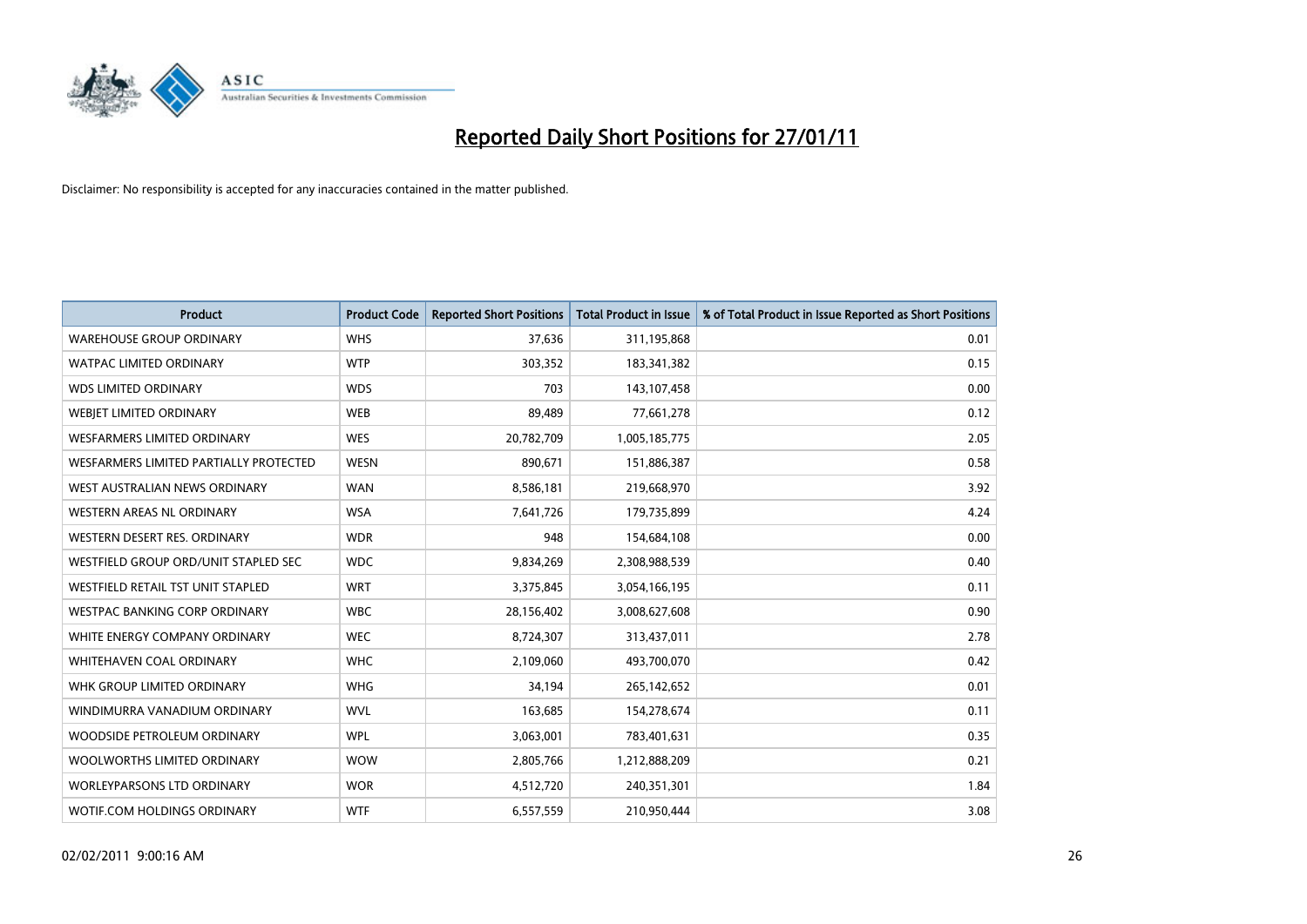# Reported Daily Short Positions for 27/01/11

Disclaimer: No responsibility is accepted for any inaccuracies contained in the matter published.

| Product | Product Code | Reported Short Positions | Total Product in Issue | % of Total Product in Issue Reported as Short Positions |
|---|---|---|---|---|
| WAREHOUSE GROUP ORDINARY | WHS | 37,636 | 311,195,868 | 0.01 |
| WATPAC LIMITED ORDINARY | WTP | 303,352 | 183,341,382 | 0.15 |
| WDS LIMITED ORDINARY | WDS | 703 | 143,107,458 | 0.00 |
| WEBJET LIMITED ORDINARY | WEB | 89,489 | 77,661,278 | 0.12 |
| WESFARMERS LIMITED ORDINARY | WES | 20,782,709 | 1,005,185,775 | 2.05 |
| WESFARMERS LIMITED PARTIALLY PROTECTED | WESN | 890,671 | 151,886,387 | 0.58 |
| WEST AUSTRALIAN NEWS ORDINARY | WAN | 8,586,181 | 219,668,970 | 3.92 |
| WESTERN AREAS NL ORDINARY | WSA | 7,641,726 | 179,735,899 | 4.24 |
| WESTERN DESERT RES. ORDINARY | WDR | 948 | 154,684,108 | 0.00 |
| WESTFIELD GROUP ORD/UNIT STAPLED SEC | WDC | 9,834,269 | 2,308,988,539 | 0.40 |
| WESTFIELD RETAIL TST UNIT STAPLED | WRT | 3,375,845 | 3,054,166,195 | 0.11 |
| WESTPAC BANKING CORP ORDINARY | WBC | 28,156,402 | 3,008,627,608 | 0.90 |
| WHITE ENERGY COMPANY ORDINARY | WEC | 8,724,307 | 313,437,011 | 2.78 |
| WHITEHAVEN COAL ORDINARY | WHC | 2,109,060 | 493,700,070 | 0.42 |
| WHK GROUP LIMITED ORDINARY | WHG | 34,194 | 265,142,652 | 0.01 |
| WINDIMURRA VANADIUM ORDINARY | WVL | 163,685 | 154,278,674 | 0.11 |
| WOODSIDE PETROLEUM ORDINARY | WPL | 3,063,001 | 783,401,631 | 0.35 |
| WOOLWORTHS LIMITED ORDINARY | WOW | 2,805,766 | 1,212,888,209 | 0.21 |
| WORLEYPARSONS LTD ORDINARY | WOR | 4,512,720 | 240,351,301 | 1.84 |
| WOTIF.COM HOLDINGS ORDINARY | WTF | 6,557,559 | 210,950,444 | 3.08 |

02/02/2011 9:00:16 AM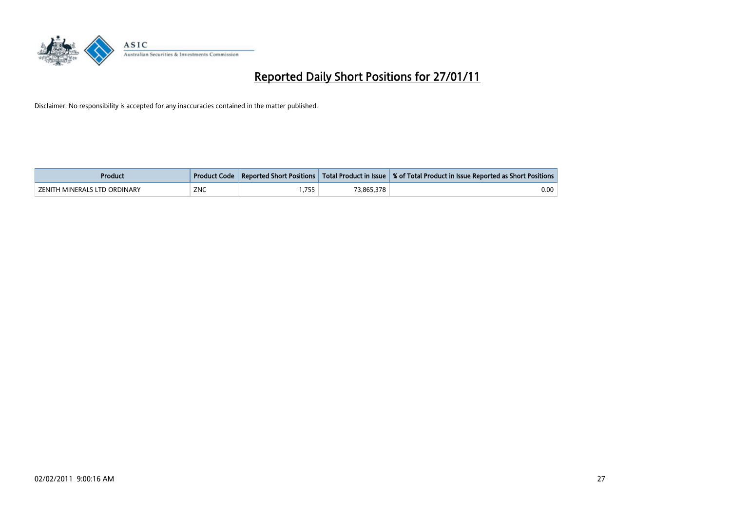# Reported Daily Short Positions for 27/01/11

Disclaimer: No responsibility is accepted for any inaccuracies contained in the matter published.

| Product | Product Code | Reported Short Positions | Total Product in Issue | % of Total Product in Issue Reported as Short Positions |
|---|---|---|---|---|
| ZENITH MINERALS LTD ORDINARY | ZNC | 1,755 | 73,865,378 | 0.00 |

02/02/2011 9:00:16 AM